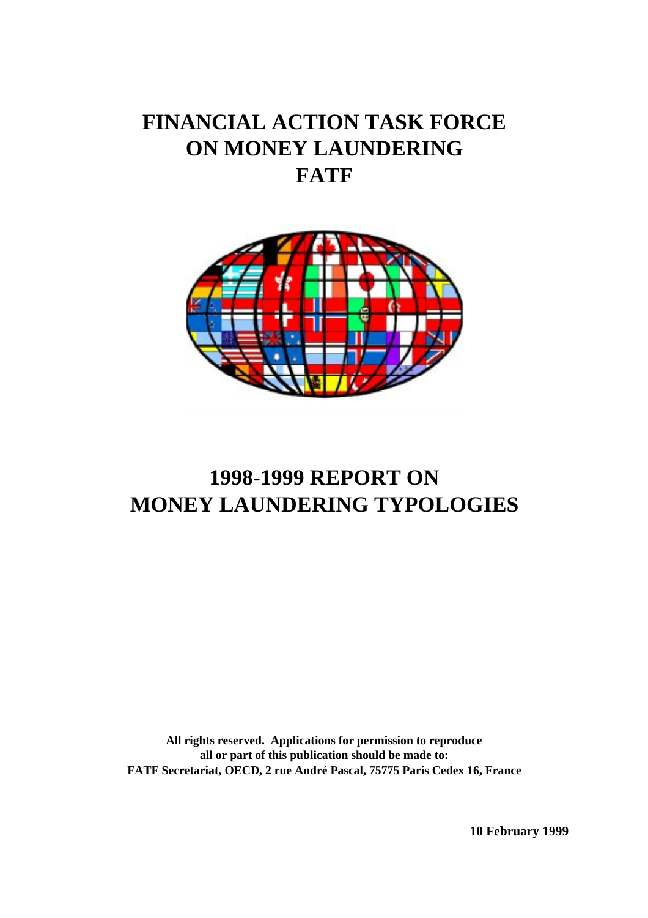# FINANCIAL ACTION TASK FORCE ON MONEY LAUNDERING FATF

# 1998-1999 REPORT ON MONEY LAUNDERING TYPOLOGIES

**All rights reserved. Applications for permission to reproduce all or part of this publication should be made to: FATF Secretariat, OECD, 2 rue André Pascal, 75775 Paris Cedex 16, France**

**10 February 1999**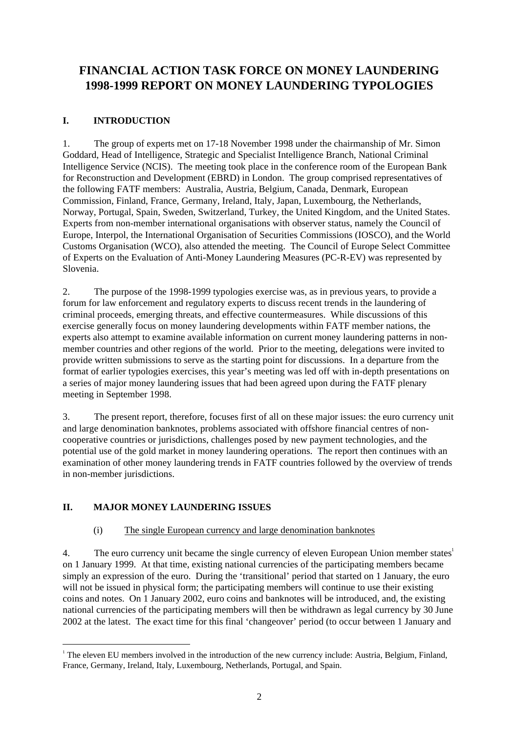# FINANCIAL ACTION TASK FORCE ON MONEY LAUNDERING 1998-1999 REPORT ON MONEY LAUNDERING TYPOLOGIES

## I. INTRODUCTION

1. The group of experts met on 17-18 November 1998 under the chairmanship of Mr. Simon Goddard, Head of Intelligence, Strategic and Specialist Intelligence Branch, National Criminal Intelligence Service (NCIS). The meeting took place in the conference room of the European Bank for Reconstruction and Development (EBRD) in London. The group comprised representatives of the following FATF members: Australia, Austria, Belgium, Canada, Denmark, European Commission, Finland, France, Germany, Ireland, Italy, Japan, Luxembourg, the Netherlands, Norway, Portugal, Spain, Sweden, Switzerland, Turkey, the United Kingdom, and the United States. Experts from non-member international organisations with observer status, namely the Council of Europe, Interpol, the International Organisation of Securities Commissions (IOSCO), and the World Customs Organisation (WCO), also attended the meeting. The Council of Europe Select Committee of Experts on the Evaluation of Anti-Money Laundering Measures (PC-R-EV) was represented by Slovenia.

2. The purpose of the 1998-1999 typologies exercise was, as in previous years, to provide a forum for law enforcement and regulatory experts to discuss recent trends in the laundering of criminal proceeds, emerging threats, and effective countermeasures. While discussions of this exercise generally focus on money laundering developments within FATF member nations, the experts also attempt to examine available information on current money laundering patterns in non-member countries and other regions of the world. Prior to the meeting, delegations were invited to provide written submissions to serve as the starting point for discussions. In a departure from the format of earlier typologies exercises, this year's meeting was led off with in-depth presentations on a series of major money laundering issues that had been agreed upon during the FATF plenary meeting in September 1998.

3. The present report, therefore, focuses first of all on these major issues: the euro currency unit and large denomination banknotes, problems associated with offshore financial centres of non-cooperative countries or jurisdictions, challenges posed by new payment technologies, and the potential use of the gold market in money laundering operations. The report then continues with an examination of other money laundering trends in FATF countries followed by the overview of trends in non-member jurisdictions.

## II. MAJOR MONEY LAUNDERING ISSUES

### (i) The single European currency and large denomination banknotes

4. The euro currency unit became the single currency of eleven European Union member states[1] on 1 January 1999. At that time, existing national currencies of the participating members became simply an expression of the euro. During the 'transitional' period that started on 1 January, the euro will not be issued in physical form; the participating members will continue to use their existing coins and notes. On 1 January 2002, euro coins and banknotes will be introduced, and, the existing national currencies of the participating members will then be withdrawn as legal currency by 30 June 2002 at the latest. The exact time for this final 'changeover' period (to occur between 1 January and

[1] The eleven EU members involved in the introduction of the new currency include: Austria, Belgium, Finland, France, Germany, Ireland, Italy, Luxembourg, Netherlands, Portugal, and Spain.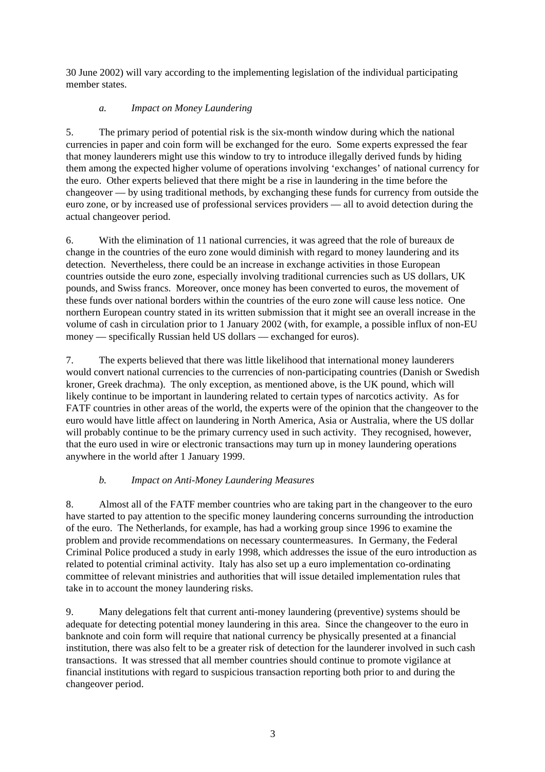30 June 2002) will vary according to the implementing legislation of the individual participating member states.

### *a. Impact on Money Laundering*

5. The primary period of potential risk is the six-month window during which the national currencies in paper and coin form will be exchanged for the euro. Some experts expressed the fear that money launderers might use this window to try to introduce illegally derived funds by hiding them among the expected higher volume of operations involving 'exchanges' of national currency for the euro. Other experts believed that there might be a rise in laundering in the time before the changeover — by using traditional methods, by exchanging these funds for currency from outside the euro zone, or by increased use of professional services providers — all to avoid detection during the actual changeover period.

6. With the elimination of 11 national currencies, it was agreed that the role of bureaux de change in the countries of the euro zone would diminish with regard to money laundering and its detection. Nevertheless, there could be an increase in exchange activities in those European countries outside the euro zone, especially involving traditional currencies such as US dollars, UK pounds, and Swiss francs. Moreover, once money has been converted to euros, the movement of these funds over national borders within the countries of the euro zone will cause less notice. One northern European country stated in its written submission that it might see an overall increase in the volume of cash in circulation prior to 1 January 2002 (with, for example, a possible influx of non-EU money — specifically Russian held US dollars — exchanged for euros).

7. The experts believed that there was little likelihood that international money launderers would convert national currencies to the currencies of non-participating countries (Danish or Swedish kroner, Greek drachma). The only exception, as mentioned above, is the UK pound, which will likely continue to be important in laundering related to certain types of narcotics activity. As for FATF countries in other areas of the world, the experts were of the opinion that the changeover to the euro would have little affect on laundering in North America, Asia or Australia, where the US dollar will probably continue to be the primary currency used in such activity. They recognised, however, that the euro used in wire or electronic transactions may turn up in money laundering operations anywhere in the world after 1 January 1999.

### *b. Impact on Anti-Money Laundering Measures*

8. Almost all of the FATF member countries who are taking part in the changeover to the euro have started to pay attention to the specific money laundering concerns surrounding the introduction of the euro. The Netherlands, for example, has had a working group since 1996 to examine the problem and provide recommendations on necessary countermeasures. In Germany, the Federal Criminal Police produced a study in early 1998, which addresses the issue of the euro introduction as related to potential criminal activity. Italy has also set up a euro implementation co-ordinating committee of relevant ministries and authorities that will issue detailed implementation rules that take in to account the money laundering risks.

9. Many delegations felt that current anti-money laundering (preventive) systems should be adequate for detecting potential money laundering in this area. Since the changeover to the euro in banknote and coin form will require that national currency be physically presented at a financial institution, there was also felt to be a greater risk of detection for the launderer involved in such cash transactions. It was stressed that all member countries should continue to promote vigilance at financial institutions with regard to suspicious transaction reporting both prior to and during the changeover period.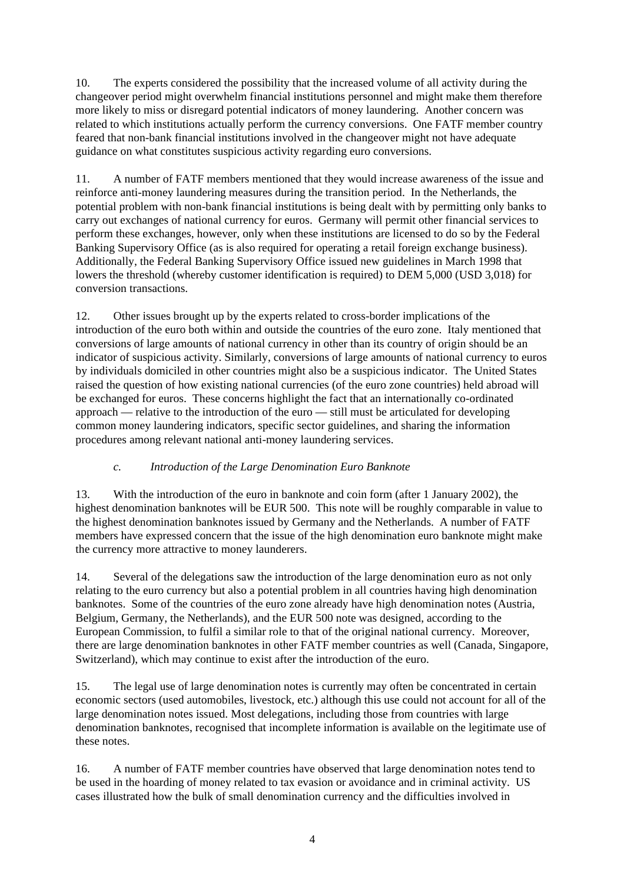10. The experts considered the possibility that the increased volume of all activity during the changeover period might overwhelm financial institutions personnel and might make them therefore more likely to miss or disregard potential indicators of money laundering. Another concern was related to which institutions actually perform the currency conversions. One FATF member country feared that non-bank financial institutions involved in the changeover might not have adequate guidance on what constitutes suspicious activity regarding euro conversions.

11. A number of FATF members mentioned that they would increase awareness of the issue and reinforce anti-money laundering measures during the transition period. In the Netherlands, the potential problem with non-bank financial institutions is being dealt with by permitting only banks to carry out exchanges of national currency for euros. Germany will permit other financial services to perform these exchanges, however, only when these institutions are licensed to do so by the Federal Banking Supervisory Office (as is also required for operating a retail foreign exchange business). Additionally, the Federal Banking Supervisory Office issued new guidelines in March 1998 that lowers the threshold (whereby customer identification is required) to DEM 5,000 (USD 3,018) for conversion transactions.

12. Other issues brought up by the experts related to cross-border implications of the introduction of the euro both within and outside the countries of the euro zone. Italy mentioned that conversions of large amounts of national currency in other than its country of origin should be an indicator of suspicious activity. Similarly, conversions of large amounts of national currency to euros by individuals domiciled in other countries might also be a suspicious indicator. The United States raised the question of how existing national currencies (of the euro zone countries) held abroad will be exchanged for euros. These concerns highlight the fact that an internationally co-ordinated approach — relative to the introduction of the euro — still must be articulated for developing common money laundering indicators, specific sector guidelines, and sharing the information procedures among relevant national anti-money laundering services.

### *c. Introduction of the Large Denomination Euro Banknote*

13. With the introduction of the euro in banknote and coin form (after 1 January 2002), the highest denomination banknotes will be EUR 500. This note will be roughly comparable in value to the highest denomination banknotes issued by Germany and the Netherlands. A number of FATF members have expressed concern that the issue of the high denomination euro banknote might make the currency more attractive to money launderers.

14. Several of the delegations saw the introduction of the large denomination euro as not only relating to the euro currency but also a potential problem in all countries having high denomination banknotes. Some of the countries of the euro zone already have high denomination notes (Austria, Belgium, Germany, the Netherlands), and the EUR 500 note was designed, according to the European Commission, to fulfil a similar role to that of the original national currency. Moreover, there are large denomination banknotes in other FATF member countries as well (Canada, Singapore, Switzerland), which may continue to exist after the introduction of the euro.

15. The legal use of large denomination notes is currently may often be concentrated in certain economic sectors (used automobiles, livestock, etc.) although this use could not account for all of the large denomination notes issued. Most delegations, including those from countries with large denomination banknotes, recognised that incomplete information is available on the legitimate use of these notes.

16. A number of FATF member countries have observed that large denomination notes tend to be used in the hoarding of money related to tax evasion or avoidance and in criminal activity. US cases illustrated how the bulk of small denomination currency and the difficulties involved in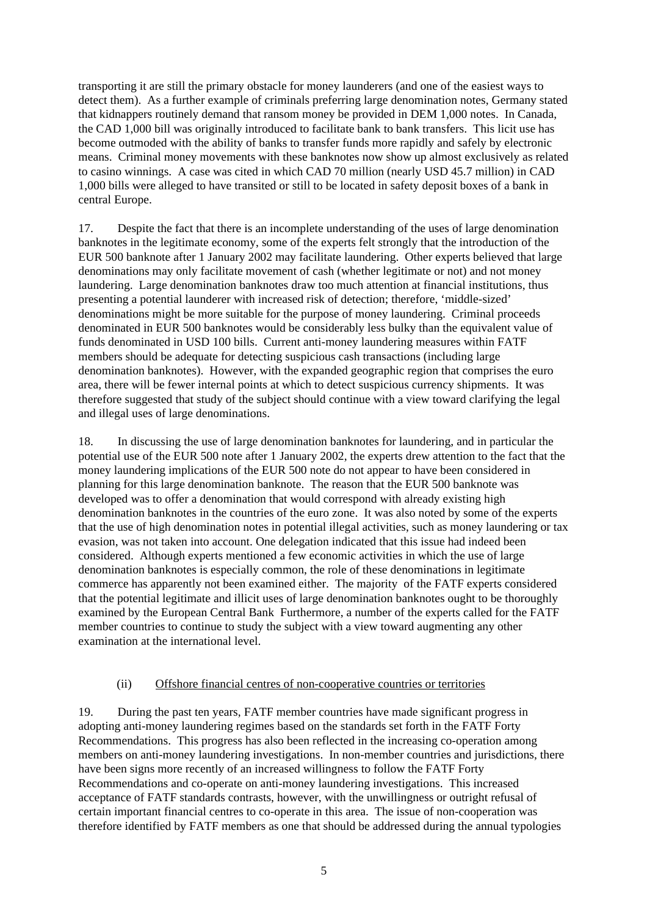transporting it are still the primary obstacle for money launderers (and one of the easiest ways to detect them). As a further example of criminals preferring large denomination notes, Germany stated that kidnappers routinely demand that ransom money be provided in DEM 1,000 notes. In Canada, the CAD 1,000 bill was originally introduced to facilitate bank to bank transfers. This licit use has become outmoded with the ability of banks to transfer funds more rapidly and safely by electronic means. Criminal money movements with these banknotes now show up almost exclusively as related to casino winnings. A case was cited in which CAD 70 million (nearly USD 45.7 million) in CAD 1,000 bills were alleged to have transited or still to be located in safety deposit boxes of a bank in central Europe.

17. Despite the fact that there is an incomplete understanding of the uses of large denomination banknotes in the legitimate economy, some of the experts felt strongly that the introduction of the EUR 500 banknote after 1 January 2002 may facilitate laundering. Other experts believed that large denominations may only facilitate movement of cash (whether legitimate or not) and not money laundering. Large denomination banknotes draw too much attention at financial institutions, thus presenting a potential launderer with increased risk of detection; therefore, 'middle-sized' denominations might be more suitable for the purpose of money laundering. Criminal proceeds denominated in EUR 500 banknotes would be considerably less bulky than the equivalent value of funds denominated in USD 100 bills. Current anti-money laundering measures within FATF members should be adequate for detecting suspicious cash transactions (including large denomination banknotes). However, with the expanded geographic region that comprises the euro area, there will be fewer internal points at which to detect suspicious currency shipments. It was therefore suggested that study of the subject should continue with a view toward clarifying the legal and illegal uses of large denominations.

18. In discussing the use of large denomination banknotes for laundering, and in particular the potential use of the EUR 500 note after 1 January 2002, the experts drew attention to the fact that the money laundering implications of the EUR 500 note do not appear to have been considered in planning for this large denomination banknote. The reason that the EUR 500 banknote was developed was to offer a denomination that would correspond with already existing high denomination banknotes in the countries of the euro zone. It was also noted by some of the experts that the use of high denomination notes in potential illegal activities, such as money laundering or tax evasion, was not taken into account. One delegation indicated that this issue had indeed been considered. Although experts mentioned a few economic activities in which the use of large denomination banknotes is especially common, the role of these denominations in legitimate commerce has apparently not been examined either. The majority of the FATF experts considered that the potential legitimate and illicit uses of large denomination banknotes ought to be thoroughly examined by the European Central Bank Furthermore, a number of the experts called for the FATF member countries to continue to study the subject with a view toward augmenting any other examination at the international level.

(ii) Offshore financial centres of non-cooperative countries or territories

19. During the past ten years, FATF member countries have made significant progress in adopting anti-money laundering regimes based on the standards set forth in the FATF Forty Recommendations. This progress has also been reflected in the increasing co-operation among members on anti-money laundering investigations. In non-member countries and jurisdictions, there have been signs more recently of an increased willingness to follow the FATF Forty Recommendations and co-operate on anti-money laundering investigations. This increased acceptance of FATF standards contrasts, however, with the unwillingness or outright refusal of certain important financial centres to co-operate in this area. The issue of non-cooperation was therefore identified by FATF members as one that should be addressed during the annual typologies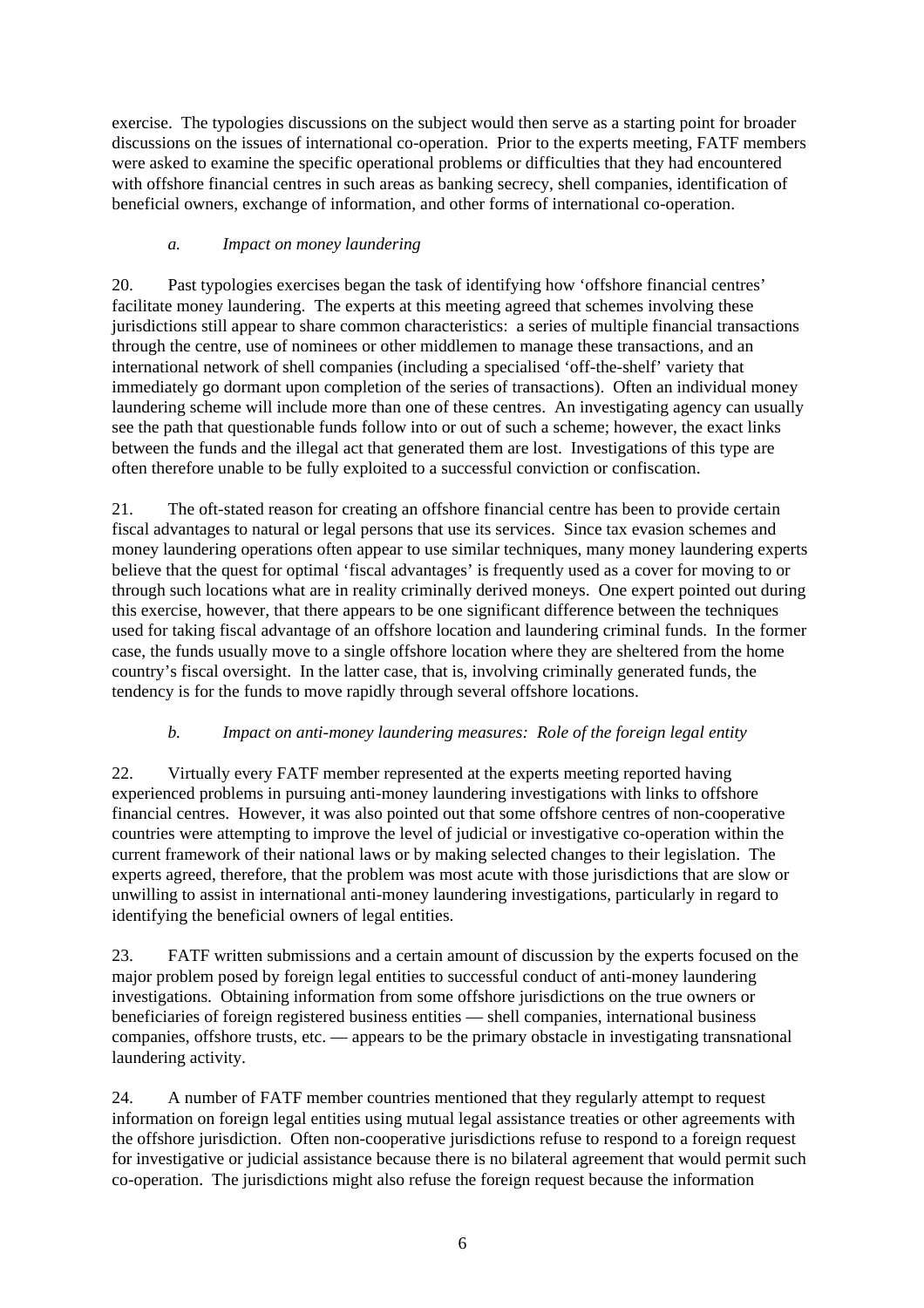exercise. The typologies discussions on the subject would then serve as a starting point for broader discussions on the issues of international co-operation. Prior to the experts meeting, FATF members were asked to examine the specific operational problems or difficulties that they had encountered with offshore financial centres in such areas as banking secrecy, shell companies, identification of beneficial owners, exchange of information, and other forms of international co-operation.

*a. Impact on money laundering*

20. Past typologies exercises began the task of identifying how 'offshore financial centres' facilitate money laundering. The experts at this meeting agreed that schemes involving these jurisdictions still appear to share common characteristics: a series of multiple financial transactions through the centre, use of nominees or other middlemen to manage these transactions, and an international network of shell companies (including a specialised 'off-the-shelf' variety that immediately go dormant upon completion of the series of transactions). Often an individual money laundering scheme will include more than one of these centres. An investigating agency can usually see the path that questionable funds follow into or out of such a scheme; however, the exact links between the funds and the illegal act that generated them are lost. Investigations of this type are often therefore unable to be fully exploited to a successful conviction or confiscation.

21. The oft-stated reason for creating an offshore financial centre has been to provide certain fiscal advantages to natural or legal persons that use its services. Since tax evasion schemes and money laundering operations often appear to use similar techniques, many money laundering experts believe that the quest for optimal 'fiscal advantages' is frequently used as a cover for moving to or through such locations what are in reality criminally derived moneys. One expert pointed out during this exercise, however, that there appears to be one significant difference between the techniques used for taking fiscal advantage of an offshore location and laundering criminal funds. In the former case, the funds usually move to a single offshore location where they are sheltered from the home country's fiscal oversight. In the latter case, that is, involving criminally generated funds, the tendency is for the funds to move rapidly through several offshore locations.

*b. Impact on anti-money laundering measures: Role of the foreign legal entity*

22. Virtually every FATF member represented at the experts meeting reported having experienced problems in pursuing anti-money laundering investigations with links to offshore financial centres. However, it was also pointed out that some offshore centres of non-cooperative countries were attempting to improve the level of judicial or investigative co-operation within the current framework of their national laws or by making selected changes to their legislation. The experts agreed, therefore, that the problem was most acute with those jurisdictions that are slow or unwilling to assist in international anti-money laundering investigations, particularly in regard to identifying the beneficial owners of legal entities.

23. FATF written submissions and a certain amount of discussion by the experts focused on the major problem posed by foreign legal entities to successful conduct of anti-money laundering investigations. Obtaining information from some offshore jurisdictions on the true owners or beneficiaries of foreign registered business entities — shell companies, international business companies, offshore trusts, etc. — appears to be the primary obstacle in investigating transnational laundering activity.

24. A number of FATF member countries mentioned that they regularly attempt to request information on foreign legal entities using mutual legal assistance treaties or other agreements with the offshore jurisdiction. Often non-cooperative jurisdictions refuse to respond to a foreign request for investigative or judicial assistance because there is no bilateral agreement that would permit such co-operation. The jurisdictions might also refuse the foreign request because the information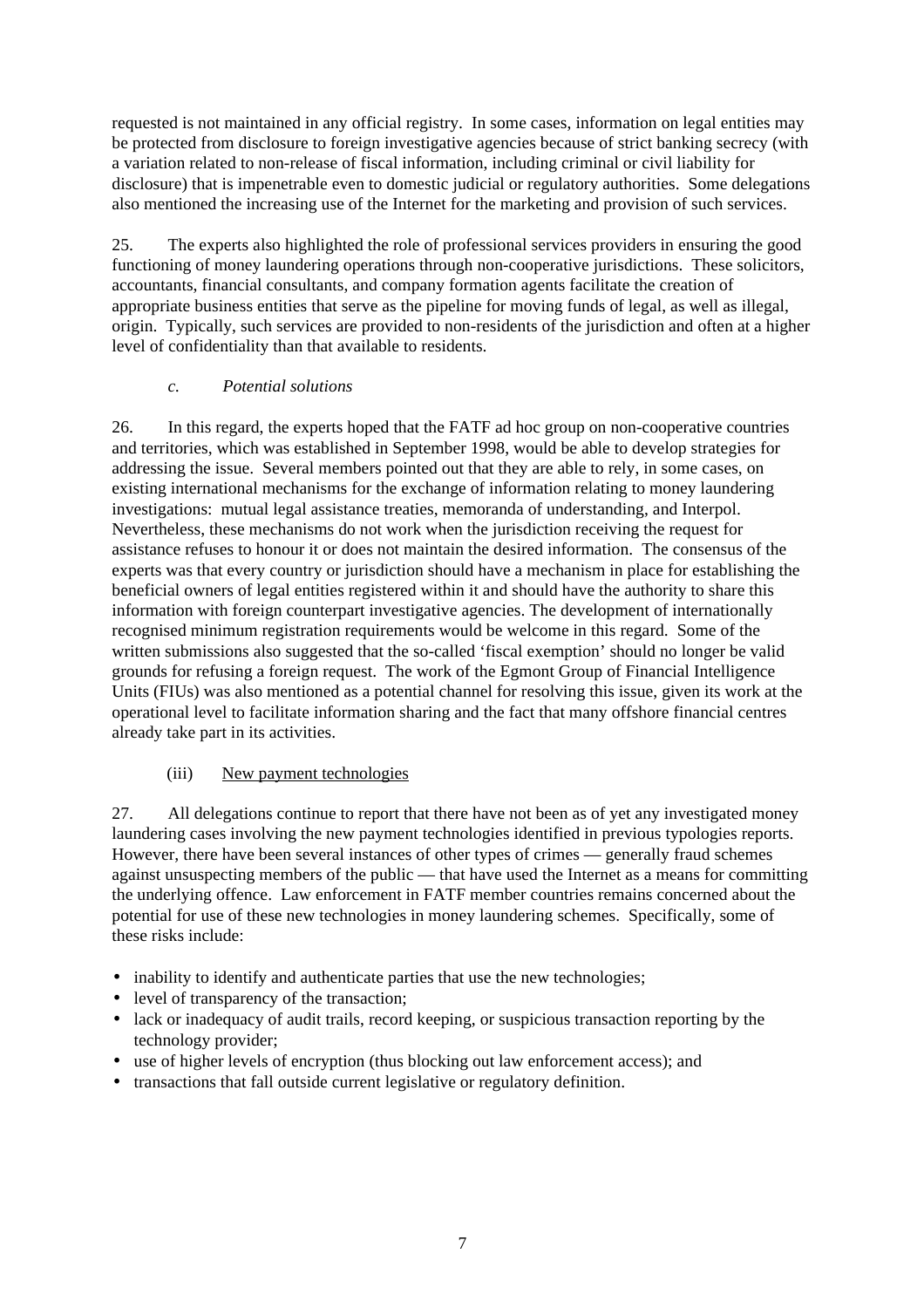requested is not maintained in any official registry. In some cases, information on legal entities may be protected from disclosure to foreign investigative agencies because of strict banking secrecy (with a variation related to non-release of fiscal information, including criminal or civil liability for disclosure) that is impenetrable even to domestic judicial or regulatory authorities. Some delegations also mentioned the increasing use of the Internet for the marketing and provision of such services.

25. The experts also highlighted the role of professional services providers in ensuring the good functioning of money laundering operations through non-cooperative jurisdictions. These solicitors, accountants, financial consultants, and company formation agents facilitate the creation of appropriate business entities that serve as the pipeline for moving funds of legal, as well as illegal, origin. Typically, such services are provided to non-residents of the jurisdiction and often at a higher level of confidentiality than that available to residents.

*c. Potential solutions*

26. In this regard, the experts hoped that the FATF ad hoc group on non-cooperative countries and territories, which was established in September 1998, would be able to develop strategies for addressing the issue. Several members pointed out that they are able to rely, in some cases, on existing international mechanisms for the exchange of information relating to money laundering investigations: mutual legal assistance treaties, memoranda of understanding, and Interpol. Nevertheless, these mechanisms do not work when the jurisdiction receiving the request for assistance refuses to honour it or does not maintain the desired information. The consensus of the experts was that every country or jurisdiction should have a mechanism in place for establishing the beneficial owners of legal entities registered within it and should have the authority to share this information with foreign counterpart investigative agencies. The development of internationally recognised minimum registration requirements would be welcome in this regard. Some of the written submissions also suggested that the so-called 'fiscal exemption' should no longer be valid grounds for refusing a foreign request. The work of the Egmont Group of Financial Intelligence Units (FIUs) was also mentioned as a potential channel for resolving this issue, given its work at the operational level to facilitate information sharing and the fact that many offshore financial centres already take part in its activities.

(iii) New payment technologies

27. All delegations continue to report that there have not been as of yet any investigated money laundering cases involving the new payment technologies identified in previous typologies reports. However, there have been several instances of other types of crimes — generally fraud schemes against unsuspecting members of the public — that have used the Internet as a means for committing the underlying offence. Law enforcement in FATF member countries remains concerned about the potential for use of these new technologies in money laundering schemes. Specifically, some of these risks include:

- inability to identify and authenticate parties that use the new technologies;
- level of transparency of the transaction;
- lack or inadequacy of audit trails, record keeping, or suspicious transaction reporting by the technology provider;
- use of higher levels of encryption (thus blocking out law enforcement access); and
- transactions that fall outside current legislative or regulatory definition.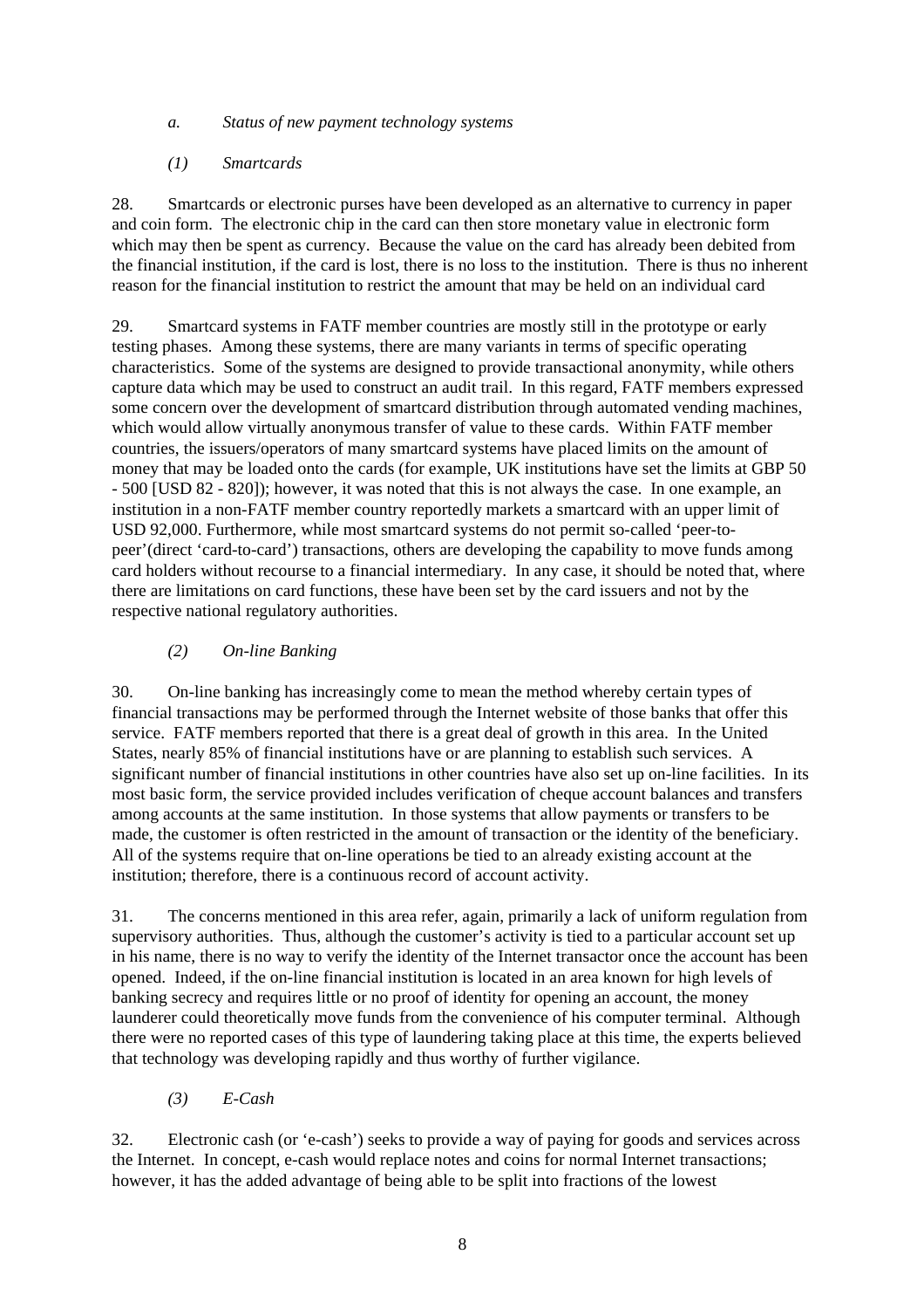*a. Status of new payment technology systems*

*(1) Smartcards*

28. Smartcards or electronic purses have been developed as an alternative to currency in paper and coin form. The electronic chip in the card can then store monetary value in electronic form which may then be spent as currency. Because the value on the card has already been debited from the financial institution, if the card is lost, there is no loss to the institution. There is thus no inherent reason for the financial institution to restrict the amount that may be held on an individual card

29. Smartcard systems in FATF member countries are mostly still in the prototype or early testing phases. Among these systems, there are many variants in terms of specific operating characteristics. Some of the systems are designed to provide transactional anonymity, while others capture data which may be used to construct an audit trail. In this regard, FATF members expressed some concern over the development of smartcard distribution through automated vending machines, which would allow virtually anonymous transfer of value to these cards. Within FATF member countries, the issuers/operators of many smartcard systems have placed limits on the amount of money that may be loaded onto the cards (for example, UK institutions have set the limits at GBP 50 - 500 [USD 82 - 820]); however, it was noted that this is not always the case. In one example, an institution in a non-FATF member country reportedly markets a smartcard with an upper limit of USD 92,000. Furthermore, while most smartcard systems do not permit so-called 'peer-to-peer'(direct 'card-to-card') transactions, others are developing the capability to move funds among card holders without recourse to a financial intermediary. In any case, it should be noted that, where there are limitations on card functions, these have been set by the card issuers and not by the respective national regulatory authorities.

*(2) On-line Banking*

30. On-line banking has increasingly come to mean the method whereby certain types of financial transactions may be performed through the Internet website of those banks that offer this service. FATF members reported that there is a great deal of growth in this area. In the United States, nearly 85% of financial institutions have or are planning to establish such services. A significant number of financial institutions in other countries have also set up on-line facilities. In its most basic form, the service provided includes verification of cheque account balances and transfers among accounts at the same institution. In those systems that allow payments or transfers to be made, the customer is often restricted in the amount of transaction or the identity of the beneficiary. All of the systems require that on-line operations be tied to an already existing account at the institution; therefore, there is a continuous record of account activity.

31. The concerns mentioned in this area refer, again, primarily a lack of uniform regulation from supervisory authorities. Thus, although the customer's activity is tied to a particular account set up in his name, there is no way to verify the identity of the Internet transactor once the account has been opened. Indeed, if the on-line financial institution is located in an area known for high levels of banking secrecy and requires little or no proof of identity for opening an account, the money launderer could theoretically move funds from the convenience of his computer terminal. Although there were no reported cases of this type of laundering taking place at this time, the experts believed that technology was developing rapidly and thus worthy of further vigilance.

*(3) E-Cash*

32. Electronic cash (or 'e-cash') seeks to provide a way of paying for goods and services across the Internet. In concept, e-cash would replace notes and coins for normal Internet transactions; however, it has the added advantage of being able to be split into fractions of the lowest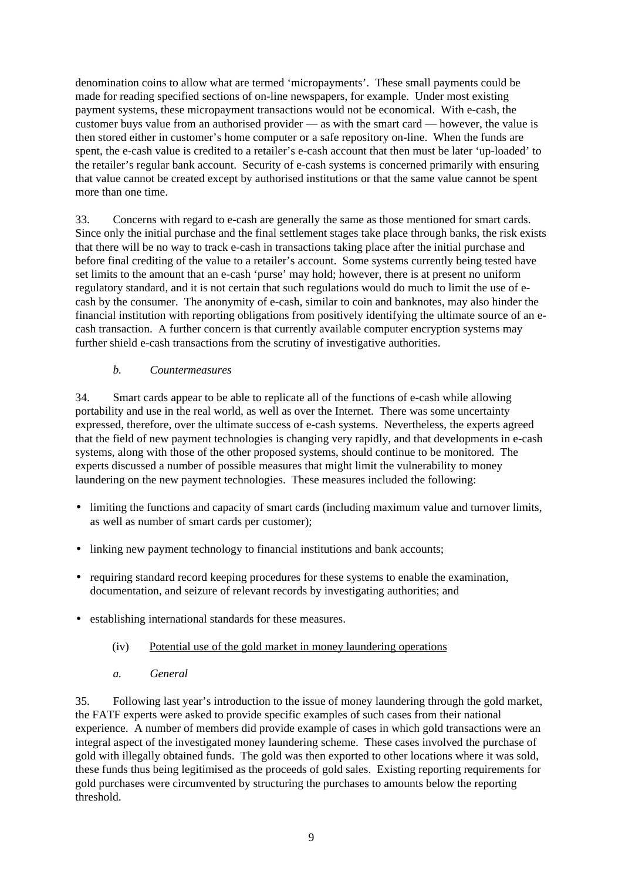denomination coins to allow what are termed 'micropayments'. These small payments could be made for reading specified sections of on-line newspapers, for example. Under most existing payment systems, these micropayment transactions would not be economical. With e-cash, the customer buys value from an authorised provider — as with the smart card — however, the value is then stored either in customer's home computer or a safe repository on-line. When the funds are spent, the e-cash value is credited to a retailer's e-cash account that then must be later 'up-loaded' to the retailer's regular bank account. Security of e-cash systems is concerned primarily with ensuring that value cannot be created except by authorised institutions or that the same value cannot be spent more than one time.

33. Concerns with regard to e-cash are generally the same as those mentioned for smart cards. Since only the initial purchase and the final settlement stages take place through banks, the risk exists that there will be no way to track e-cash in transactions taking place after the initial purchase and before final crediting of the value to a retailer's account. Some systems currently being tested have set limits to the amount that an e-cash 'purse' may hold; however, there is at present no uniform regulatory standard, and it is not certain that such regulations would do much to limit the use of e-cash by the consumer. The anonymity of e-cash, similar to coin and banknotes, may also hinder the financial institution with reporting obligations from positively identifying the ultimate source of an e-cash transaction. A further concern is that currently available computer encryption systems may further shield e-cash transactions from the scrutiny of investigative authorities.

*b. Countermeasures*

34. Smart cards appear to be able to replicate all of the functions of e-cash while allowing portability and use in the real world, as well as over the Internet. There was some uncertainty expressed, therefore, over the ultimate success of e-cash systems. Nevertheless, the experts agreed that the field of new payment technologies is changing very rapidly, and that developments in e-cash systems, along with those of the other proposed systems, should continue to be monitored. The experts discussed a number of possible measures that might limit the vulnerability to money laundering on the new payment technologies. These measures included the following:

- limiting the functions and capacity of smart cards (including maximum value and turnover limits, as well as number of smart cards per customer);
- linking new payment technology to financial institutions and bank accounts;
- requiring standard record keeping procedures for these systems to enable the examination, documentation, and seizure of relevant records by investigating authorities; and
- establishing international standards for these measures.

(iv) Potential use of the gold market in money laundering operations

*a. General*

35. Following last year's introduction to the issue of money laundering through the gold market, the FATF experts were asked to provide specific examples of such cases from their national experience. A number of members did provide example of cases in which gold transactions were an integral aspect of the investigated money laundering scheme. These cases involved the purchase of gold with illegally obtained funds. The gold was then exported to other locations where it was sold, these funds thus being legitimised as the proceeds of gold sales. Existing reporting requirements for gold purchases were circumvented by structuring the purchases to amounts below the reporting threshold.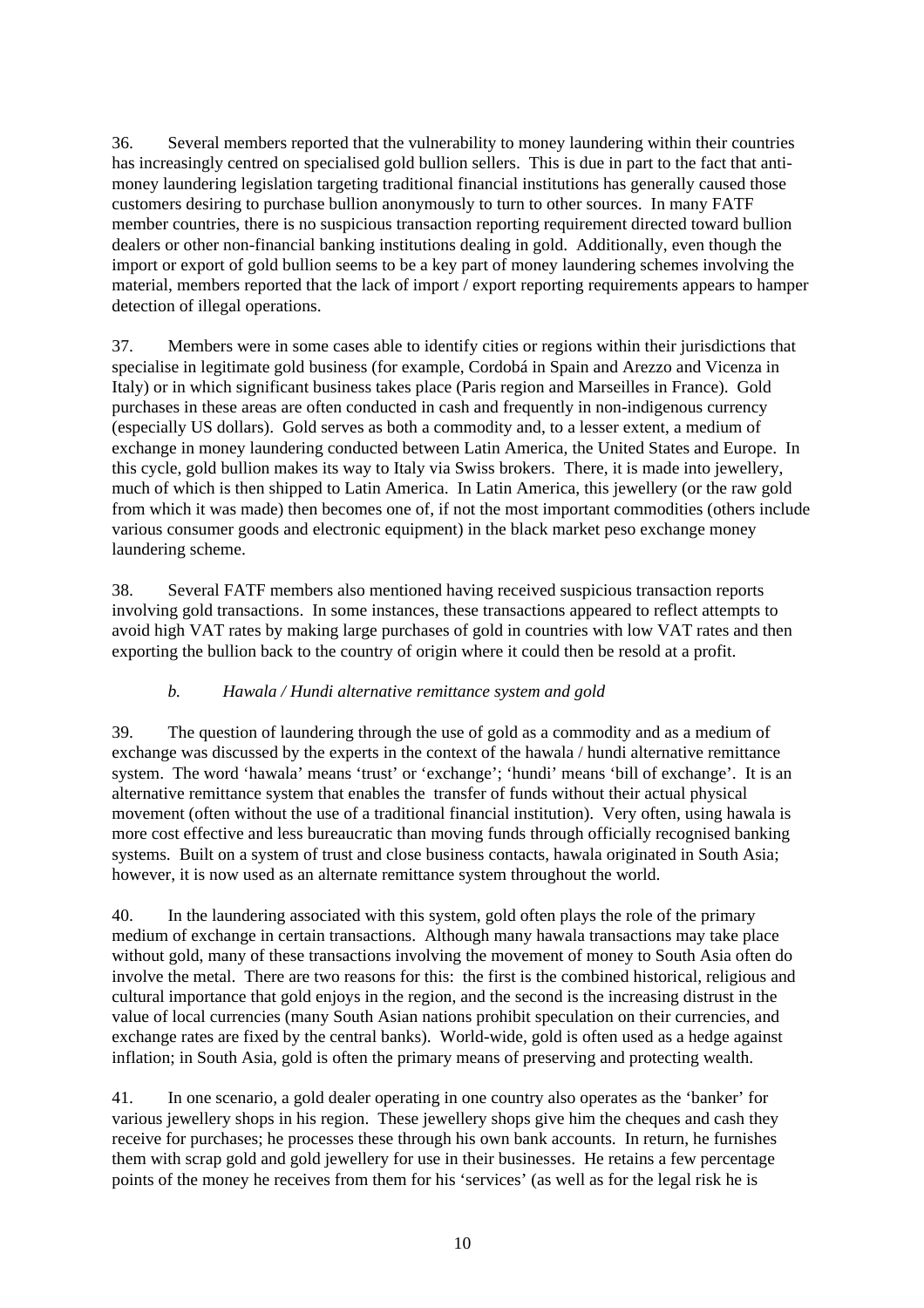36. Several members reported that the vulnerability to money laundering within their countries has increasingly centred on specialised gold bullion sellers. This is due in part to the fact that anti-money laundering legislation targeting traditional financial institutions has generally caused those customers desiring to purchase bullion anonymously to turn to other sources. In many FATF member countries, there is no suspicious transaction reporting requirement directed toward bullion dealers or other non-financial banking institutions dealing in gold. Additionally, even though the import or export of gold bullion seems to be a key part of money laundering schemes involving the material, members reported that the lack of import / export reporting requirements appears to hamper detection of illegal operations.

37. Members were in some cases able to identify cities or regions within their jurisdictions that specialise in legitimate gold business (for example, Cordobá in Spain and Arezzo and Vicenza in Italy) or in which significant business takes place (Paris region and Marseilles in France). Gold purchases in these areas are often conducted in cash and frequently in non-indigenous currency (especially US dollars). Gold serves as both a commodity and, to a lesser extent, a medium of exchange in money laundering conducted between Latin America, the United States and Europe. In this cycle, gold bullion makes its way to Italy via Swiss brokers. There, it is made into jewellery, much of which is then shipped to Latin America. In Latin America, this jewellery (or the raw gold from which it was made) then becomes one of, if not the most important commodities (others include various consumer goods and electronic equipment) in the black market peso exchange money laundering scheme.

38. Several FATF members also mentioned having received suspicious transaction reports involving gold transactions. In some instances, these transactions appeared to reflect attempts to avoid high VAT rates by making large purchases of gold in countries with low VAT rates and then exporting the bullion back to the country of origin where it could then be resold at a profit.

*b. Hawala / Hundi alternative remittance system and gold*

39. The question of laundering through the use of gold as a commodity and as a medium of exchange was discussed by the experts in the context of the hawala / hundi alternative remittance system. The word 'hawala' means 'trust' or 'exchange'; 'hundi' means 'bill of exchange'. It is an alternative remittance system that enables the transfer of funds without their actual physical movement (often without the use of a traditional financial institution). Very often, using hawala is more cost effective and less bureaucratic than moving funds through officially recognised banking systems. Built on a system of trust and close business contacts, hawala originated in South Asia; however, it is now used as an alternate remittance system throughout the world.

40. In the laundering associated with this system, gold often plays the role of the primary medium of exchange in certain transactions. Although many hawala transactions may take place without gold, many of these transactions involving the movement of money to South Asia often do involve the metal. There are two reasons for this: the first is the combined historical, religious and cultural importance that gold enjoys in the region, and the second is the increasing distrust in the value of local currencies (many South Asian nations prohibit speculation on their currencies, and exchange rates are fixed by the central banks). World-wide, gold is often used as a hedge against inflation; in South Asia, gold is often the primary means of preserving and protecting wealth.

41. In one scenario, a gold dealer operating in one country also operates as the 'banker' for various jewellery shops in his region. These jewellery shops give him the cheques and cash they receive for purchases; he processes these through his own bank accounts. In return, he furnishes them with scrap gold and gold jewellery for use in their businesses. He retains a few percentage points of the money he receives from them for his 'services' (as well as for the legal risk he is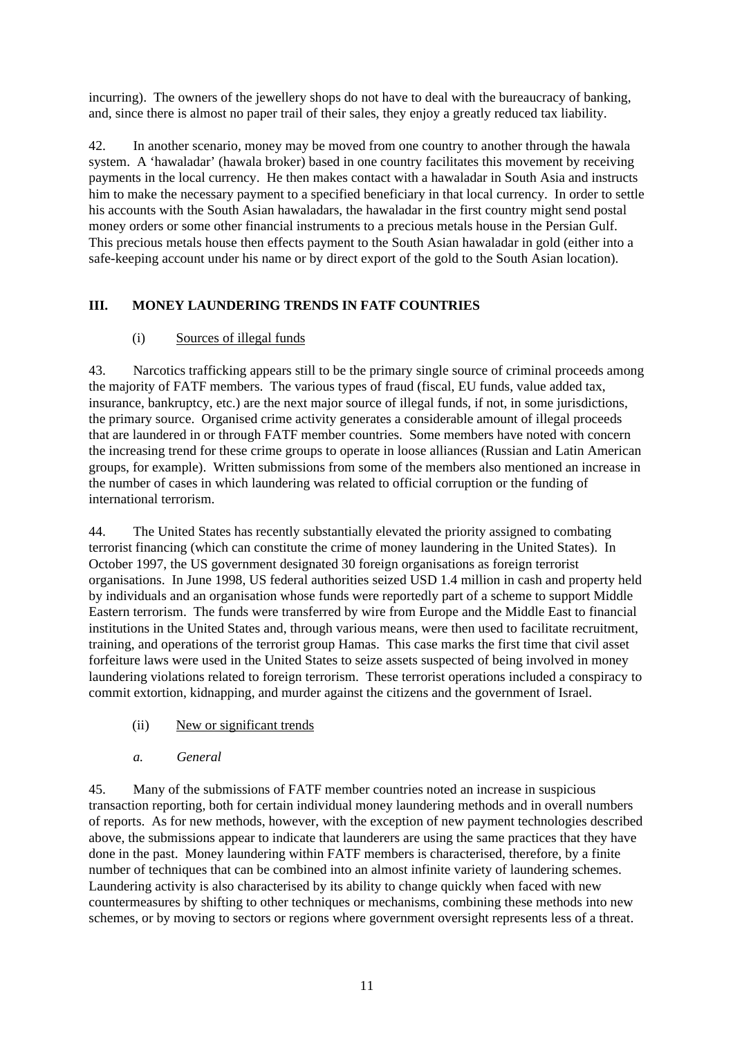incurring). The owners of the jewellery shops do not have to deal with the bureaucracy of banking, and, since there is almost no paper trail of their sales, they enjoy a greatly reduced tax liability.

42. In another scenario, money may be moved from one country to another through the hawala system. A 'hawaladar' (hawala broker) based in one country facilitates this movement by receiving payments in the local currency. He then makes contact with a hawaladar in South Asia and instructs him to make the necessary payment to a specified beneficiary in that local currency. In order to settle his accounts with the South Asian hawaladars, the hawaladar in the first country might send postal money orders or some other financial instruments to a precious metals house in the Persian Gulf. This precious metals house then effects payment to the South Asian hawaladar in gold (either into a safe-keeping account under his name or by direct export of the gold to the South Asian location).

## III. MONEY LAUNDERING TRENDS IN FATF COUNTRIES

### (i) Sources of illegal funds

43. Narcotics trafficking appears still to be the primary single source of criminal proceeds among the majority of FATF members. The various types of fraud (fiscal, EU funds, value added tax, insurance, bankruptcy, etc.) are the next major source of illegal funds, if not, in some jurisdictions, the primary source. Organised crime activity generates a considerable amount of illegal proceeds that are laundered in or through FATF member countries. Some members have noted with concern the increasing trend for these crime groups to operate in loose alliances (Russian and Latin American groups, for example). Written submissions from some of the members also mentioned an increase in the number of cases in which laundering was related to official corruption or the funding of international terrorism.

44. The United States has recently substantially elevated the priority assigned to combating terrorist financing (which can constitute the crime of money laundering in the United States). In October 1997, the US government designated 30 foreign organisations as foreign terrorist organisations. In June 1998, US federal authorities seized USD 1.4 million in cash and property held by individuals and an organisation whose funds were reportedly part of a scheme to support Middle Eastern terrorism. The funds were transferred by wire from Europe and the Middle East to financial institutions in the United States and, through various means, were then used to facilitate recruitment, training, and operations of the terrorist group Hamas. This case marks the first time that civil asset forfeiture laws were used in the United States to seize assets suspected of being involved in money laundering violations related to foreign terrorism. These terrorist operations included a conspiracy to commit extortion, kidnapping, and murder against the citizens and the government of Israel.

### (ii) New or significant trends

#### *a. General*

45. Many of the submissions of FATF member countries noted an increase in suspicious transaction reporting, both for certain individual money laundering methods and in overall numbers of reports. As for new methods, however, with the exception of new payment technologies described above, the submissions appear to indicate that launderers are using the same practices that they have done in the past. Money laundering within FATF members is characterised, therefore, by a finite number of techniques that can be combined into an almost infinite variety of laundering schemes. Laundering activity is also characterised by its ability to change quickly when faced with new countermeasures by shifting to other techniques or mechanisms, combining these methods into new schemes, or by moving to sectors or regions where government oversight represents less of a threat.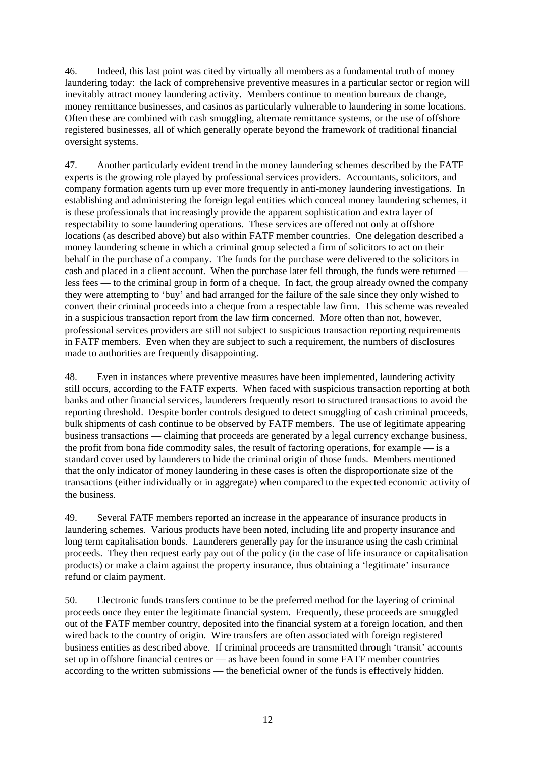46. Indeed, this last point was cited by virtually all members as a fundamental truth of money laundering today: the lack of comprehensive preventive measures in a particular sector or region will inevitably attract money laundering activity. Members continue to mention bureaux de change, money remittance businesses, and casinos as particularly vulnerable to laundering in some locations. Often these are combined with cash smuggling, alternate remittance systems, or the use of offshore registered businesses, all of which generally operate beyond the framework of traditional financial oversight systems.

47. Another particularly evident trend in the money laundering schemes described by the FATF experts is the growing role played by professional services providers. Accountants, solicitors, and company formation agents turn up ever more frequently in anti-money laundering investigations. In establishing and administering the foreign legal entities which conceal money laundering schemes, it is these professionals that increasingly provide the apparent sophistication and extra layer of respectability to some laundering operations. These services are offered not only at offshore locations (as described above) but also within FATF member countries. One delegation described a money laundering scheme in which a criminal group selected a firm of solicitors to act on their behalf in the purchase of a company. The funds for the purchase were delivered to the solicitors in cash and placed in a client account. When the purchase later fell through, the funds were returned — less fees — to the criminal group in form of a cheque. In fact, the group already owned the company they were attempting to 'buy' and had arranged for the failure of the sale since they only wished to convert their criminal proceeds into a cheque from a respectable law firm. This scheme was revealed in a suspicious transaction report from the law firm concerned. More often than not, however, professional services providers are still not subject to suspicious transaction reporting requirements in FATF members. Even when they are subject to such a requirement, the numbers of disclosures made to authorities are frequently disappointing.

48. Even in instances where preventive measures have been implemented, laundering activity still occurs, according to the FATF experts. When faced with suspicious transaction reporting at both banks and other financial services, launderers frequently resort to structured transactions to avoid the reporting threshold. Despite border controls designed to detect smuggling of cash criminal proceeds, bulk shipments of cash continue to be observed by FATF members. The use of legitimate appearing business transactions — claiming that proceeds are generated by a legal currency exchange business, the profit from bona fide commodity sales, the result of factoring operations, for example — is a standard cover used by launderers to hide the criminal origin of those funds. Members mentioned that the only indicator of money laundering in these cases is often the disproportionate size of the transactions (either individually or in aggregate) when compared to the expected economic activity of the business.

49. Several FATF members reported an increase in the appearance of insurance products in laundering schemes. Various products have been noted, including life and property insurance and long term capitalisation bonds. Launderers generally pay for the insurance using the cash criminal proceeds. They then request early pay out of the policy (in the case of life insurance or capitalisation products) or make a claim against the property insurance, thus obtaining a 'legitimate' insurance refund or claim payment.

50. Electronic funds transfers continue to be the preferred method for the layering of criminal proceeds once they enter the legitimate financial system. Frequently, these proceeds are smuggled out of the FATF member country, deposited into the financial system at a foreign location, and then wired back to the country of origin. Wire transfers are often associated with foreign registered business entities as described above. If criminal proceeds are transmitted through 'transit' accounts set up in offshore financial centres or — as have been found in some FATF member countries according to the written submissions — the beneficial owner of the funds is effectively hidden.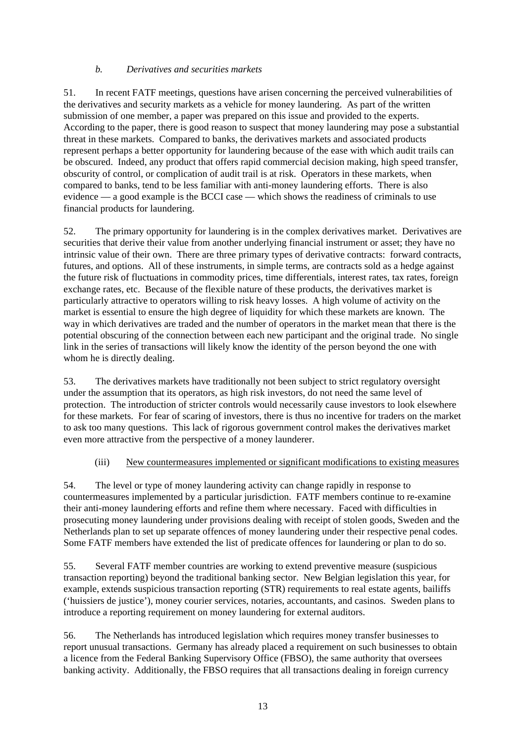### *b. Derivatives and securities markets*

51. In recent FATF meetings, questions have arisen concerning the perceived vulnerabilities of the derivatives and security markets as a vehicle for money laundering. As part of the written submission of one member, a paper was prepared on this issue and provided to the experts. According to the paper, there is good reason to suspect that money laundering may pose a substantial threat in these markets. Compared to banks, the derivatives markets and associated products represent perhaps a better opportunity for laundering because of the ease with which audit trails can be obscured. Indeed, any product that offers rapid commercial decision making, high speed transfer, obscurity of control, or complication of audit trail is at risk. Operators in these markets, when compared to banks, tend to be less familiar with anti-money laundering efforts. There is also evidence — a good example is the BCCI case — which shows the readiness of criminals to use financial products for laundering.

52. The primary opportunity for laundering is in the complex derivatives market. Derivatives are securities that derive their value from another underlying financial instrument or asset; they have no intrinsic value of their own. There are three primary types of derivative contracts: forward contracts, futures, and options. All of these instruments, in simple terms, are contracts sold as a hedge against the future risk of fluctuations in commodity prices, time differentials, interest rates, tax rates, foreign exchange rates, etc. Because of the flexible nature of these products, the derivatives market is particularly attractive to operators willing to risk heavy losses. A high volume of activity on the market is essential to ensure the high degree of liquidity for which these markets are known. The way in which derivatives are traded and the number of operators in the market mean that there is the potential obscuring of the connection between each new participant and the original trade. No single link in the series of transactions will likely know the identity of the person beyond the one with whom he is directly dealing.

53. The derivatives markets have traditionally not been subject to strict regulatory oversight under the assumption that its operators, as high risk investors, do not need the same level of protection. The introduction of stricter controls would necessarily cause investors to look elsewhere for these markets. For fear of scaring of investors, there is thus no incentive for traders on the market to ask too many questions. This lack of rigorous government control makes the derivatives market even more attractive from the perspective of a money launderer.

### (iii) New countermeasures implemented or significant modifications to existing measures

54. The level or type of money laundering activity can change rapidly in response to countermeasures implemented by a particular jurisdiction. FATF members continue to re-examine their anti-money laundering efforts and refine them where necessary. Faced with difficulties in prosecuting money laundering under provisions dealing with receipt of stolen goods, Sweden and the Netherlands plan to set up separate offences of money laundering under their respective penal codes. Some FATF members have extended the list of predicate offences for laundering or plan to do so.

55. Several FATF member countries are working to extend preventive measure (suspicious transaction reporting) beyond the traditional banking sector. New Belgian legislation this year, for example, extends suspicious transaction reporting (STR) requirements to real estate agents, bailiffs ('huissiers de justice'), money courier services, notaries, accountants, and casinos. Sweden plans to introduce a reporting requirement on money laundering for external auditors.

56. The Netherlands has introduced legislation which requires money transfer businesses to report unusual transactions. Germany has already placed a requirement on such businesses to obtain a licence from the Federal Banking Supervisory Office (FBSO), the same authority that oversees banking activity. Additionally, the FBSO requires that all transactions dealing in foreign currency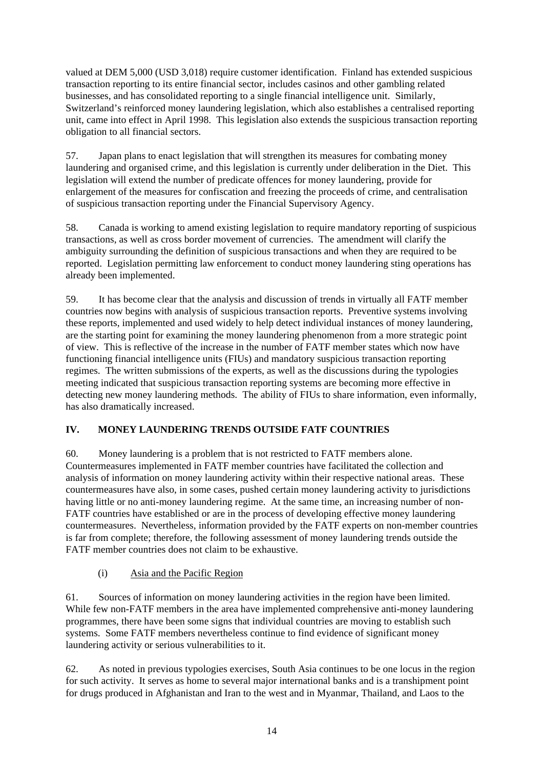valued at DEM 5,000 (USD 3,018) require customer identification. Finland has extended suspicious transaction reporting to its entire financial sector, includes casinos and other gambling related businesses, and has consolidated reporting to a single financial intelligence unit. Similarly, Switzerland's reinforced money laundering legislation, which also establishes a centralised reporting unit, came into effect in April 1998. This legislation also extends the suspicious transaction reporting obligation to all financial sectors.

57. Japan plans to enact legislation that will strengthen its measures for combating money laundering and organised crime, and this legislation is currently under deliberation in the Diet. This legislation will extend the number of predicate offences for money laundering, provide for enlargement of the measures for confiscation and freezing the proceeds of crime, and centralisation of suspicious transaction reporting under the Financial Supervisory Agency.

58. Canada is working to amend existing legislation to require mandatory reporting of suspicious transactions, as well as cross border movement of currencies. The amendment will clarify the ambiguity surrounding the definition of suspicious transactions and when they are required to be reported. Legislation permitting law enforcement to conduct money laundering sting operations has already been implemented.

59. It has become clear that the analysis and discussion of trends in virtually all FATF member countries now begins with analysis of suspicious transaction reports. Preventive systems involving these reports, implemented and used widely to help detect individual instances of money laundering, are the starting point for examining the money laundering phenomenon from a more strategic point of view. This is reflective of the increase in the number of FATF member states which now have functioning financial intelligence units (FIUs) and mandatory suspicious transaction reporting regimes. The written submissions of the experts, as well as the discussions during the typologies meeting indicated that suspicious transaction reporting systems are becoming more effective in detecting new money laundering methods. The ability of FIUs to share information, even informally, has also dramatically increased.

## IV. MONEY LAUNDERING TRENDS OUTSIDE FATF COUNTRIES

60. Money laundering is a problem that is not restricted to FATF members alone. Countermeasures implemented in FATF member countries have facilitated the collection and analysis of information on money laundering activity within their respective national areas. These countermeasures have also, in some cases, pushed certain money laundering activity to jurisdictions having little or no anti-money laundering regime. At the same time, an increasing number of non-FATF countries have established or are in the process of developing effective money laundering countermeasures. Nevertheless, information provided by the FATF experts on non-member countries is far from complete; therefore, the following assessment of money laundering trends outside the FATF member countries does not claim to be exhaustive.

### (i) Asia and the Pacific Region

61. Sources of information on money laundering activities in the region have been limited. While few non-FATF members in the area have implemented comprehensive anti-money laundering programmes, there have been some signs that individual countries are moving to establish such systems. Some FATF members nevertheless continue to find evidence of significant money laundering activity or serious vulnerabilities to it.

62. As noted in previous typologies exercises, South Asia continues to be one locus in the region for such activity. It serves as home to several major international banks and is a transhipment point for drugs produced in Afghanistan and Iran to the west and in Myanmar, Thailand, and Laos to the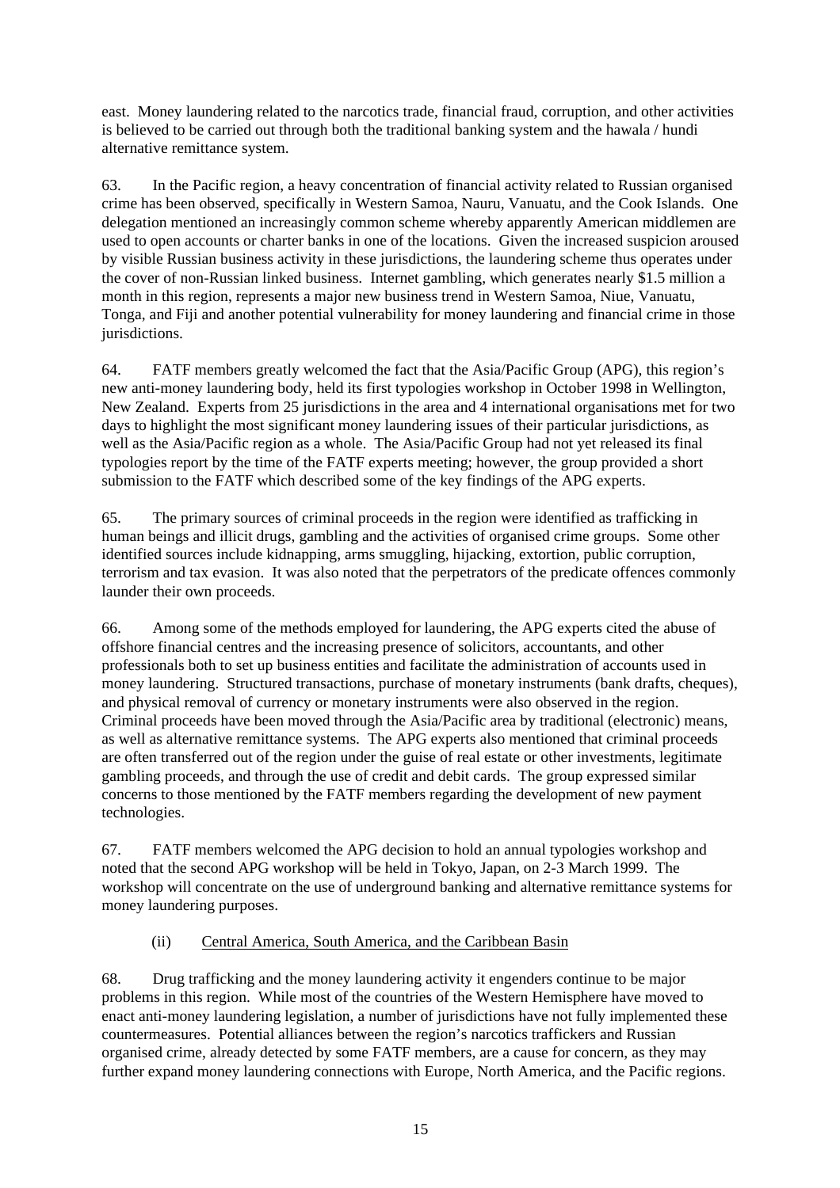east. Money laundering related to the narcotics trade, financial fraud, corruption, and other activities is believed to be carried out through both the traditional banking system and the hawala / hundi alternative remittance system.

63. In the Pacific region, a heavy concentration of financial activity related to Russian organised crime has been observed, specifically in Western Samoa, Nauru, Vanuatu, and the Cook Islands. One delegation mentioned an increasingly common scheme whereby apparently American middlemen are used to open accounts or charter banks in one of the locations. Given the increased suspicion aroused by visible Russian business activity in these jurisdictions, the laundering scheme thus operates under the cover of non-Russian linked business. Internet gambling, which generates nearly $1.5 million a month in this region, represents a major new business trend in Western Samoa, Niue, Vanuatu, Tonga, and Fiji and another potential vulnerability for money laundering and financial crime in those jurisdictions.

64. FATF members greatly welcomed the fact that the Asia/Pacific Group (APG), this region's new anti-money laundering body, held its first typologies workshop in October 1998 in Wellington, New Zealand. Experts from 25 jurisdictions in the area and 4 international organisations met for two days to highlight the most significant money laundering issues of their particular jurisdictions, as well as the Asia/Pacific region as a whole. The Asia/Pacific Group had not yet released its final typologies report by the time of the FATF experts meeting; however, the group provided a short submission to the FATF which described some of the key findings of the APG experts.

65. The primary sources of criminal proceeds in the region were identified as trafficking in human beings and illicit drugs, gambling and the activities of organised crime groups. Some other identified sources include kidnapping, arms smuggling, hijacking, extortion, public corruption, terrorism and tax evasion. It was also noted that the perpetrators of the predicate offences commonly launder their own proceeds.

66. Among some of the methods employed for laundering, the APG experts cited the abuse of offshore financial centres and the increasing presence of solicitors, accountants, and other professionals both to set up business entities and facilitate the administration of accounts used in money laundering. Structured transactions, purchase of monetary instruments (bank drafts, cheques), and physical removal of currency or monetary instruments were also observed in the region. Criminal proceeds have been moved through the Asia/Pacific area by traditional (electronic) means, as well as alternative remittance systems. The APG experts also mentioned that criminal proceeds are often transferred out of the region under the guise of real estate or other investments, legitimate gambling proceeds, and through the use of credit and debit cards. The group expressed similar concerns to those mentioned by the FATF members regarding the development of new payment technologies.

67. FATF members welcomed the APG decision to hold an annual typologies workshop and noted that the second APG workshop will be held in Tokyo, Japan, on 2-3 March 1999. The workshop will concentrate on the use of underground banking and alternative remittance systems for money laundering purposes.

### (ii) Central America, South America, and the Caribbean Basin

68. Drug trafficking and the money laundering activity it engenders continue to be major problems in this region. While most of the countries of the Western Hemisphere have moved to enact anti-money laundering legislation, a number of jurisdictions have not fully implemented these countermeasures. Potential alliances between the region's narcotics traffickers and Russian organised crime, already detected by some FATF members, are a cause for concern, as they may further expand money laundering connections with Europe, North America, and the Pacific regions.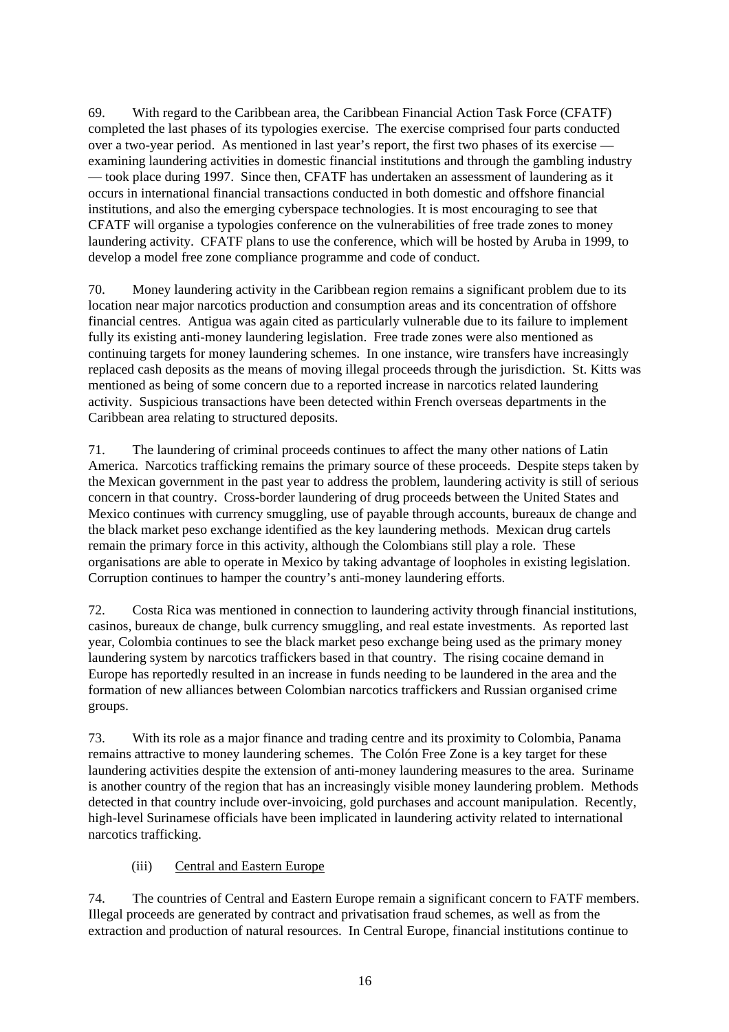69. With regard to the Caribbean area, the Caribbean Financial Action Task Force (CFATF) completed the last phases of its typologies exercise. The exercise comprised four parts conducted over a two-year period. As mentioned in last year's report, the first two phases of its exercise — examining laundering activities in domestic financial institutions and through the gambling industry — took place during 1997. Since then, CFATF has undertaken an assessment of laundering as it occurs in international financial transactions conducted in both domestic and offshore financial institutions, and also the emerging cyberspace technologies. It is most encouraging to see that CFATF will organise a typologies conference on the vulnerabilities of free trade zones to money laundering activity. CFATF plans to use the conference, which will be hosted by Aruba in 1999, to develop a model free zone compliance programme and code of conduct.

70. Money laundering activity in the Caribbean region remains a significant problem due to its location near major narcotics production and consumption areas and its concentration of offshore financial centres. Antigua was again cited as particularly vulnerable due to its failure to implement fully its existing anti-money laundering legislation. Free trade zones were also mentioned as continuing targets for money laundering schemes. In one instance, wire transfers have increasingly replaced cash deposits as the means of moving illegal proceeds through the jurisdiction. St. Kitts was mentioned as being of some concern due to a reported increase in narcotics related laundering activity. Suspicious transactions have been detected within French overseas departments in the Caribbean area relating to structured deposits.

71. The laundering of criminal proceeds continues to affect the many other nations of Latin America. Narcotics trafficking remains the primary source of these proceeds. Despite steps taken by the Mexican government in the past year to address the problem, laundering activity is still of serious concern in that country. Cross-border laundering of drug proceeds between the United States and Mexico continues with currency smuggling, use of payable through accounts, bureaux de change and the black market peso exchange identified as the key laundering methods. Mexican drug cartels remain the primary force in this activity, although the Colombians still play a role. These organisations are able to operate in Mexico by taking advantage of loopholes in existing legislation. Corruption continues to hamper the country's anti-money laundering efforts.

72. Costa Rica was mentioned in connection to laundering activity through financial institutions, casinos, bureaux de change, bulk currency smuggling, and real estate investments. As reported last year, Colombia continues to see the black market peso exchange being used as the primary money laundering system by narcotics traffickers based in that country. The rising cocaine demand in Europe has reportedly resulted in an increase in funds needing to be laundered in the area and the formation of new alliances between Colombian narcotics traffickers and Russian organised crime groups.

73. With its role as a major finance and trading centre and its proximity to Colombia, Panama remains attractive to money laundering schemes. The Colón Free Zone is a key target for these laundering activities despite the extension of anti-money laundering measures to the area. Suriname is another country of the region that has an increasingly visible money laundering problem. Methods detected in that country include over-invoicing, gold purchases and account manipulation. Recently, high-level Surinamese officials have been implicated in laundering activity related to international narcotics trafficking.

### (iii) Central and Eastern Europe

74. The countries of Central and Eastern Europe remain a significant concern to FATF members. Illegal proceeds are generated by contract and privatisation fraud schemes, as well as from the extraction and production of natural resources. In Central Europe, financial institutions continue to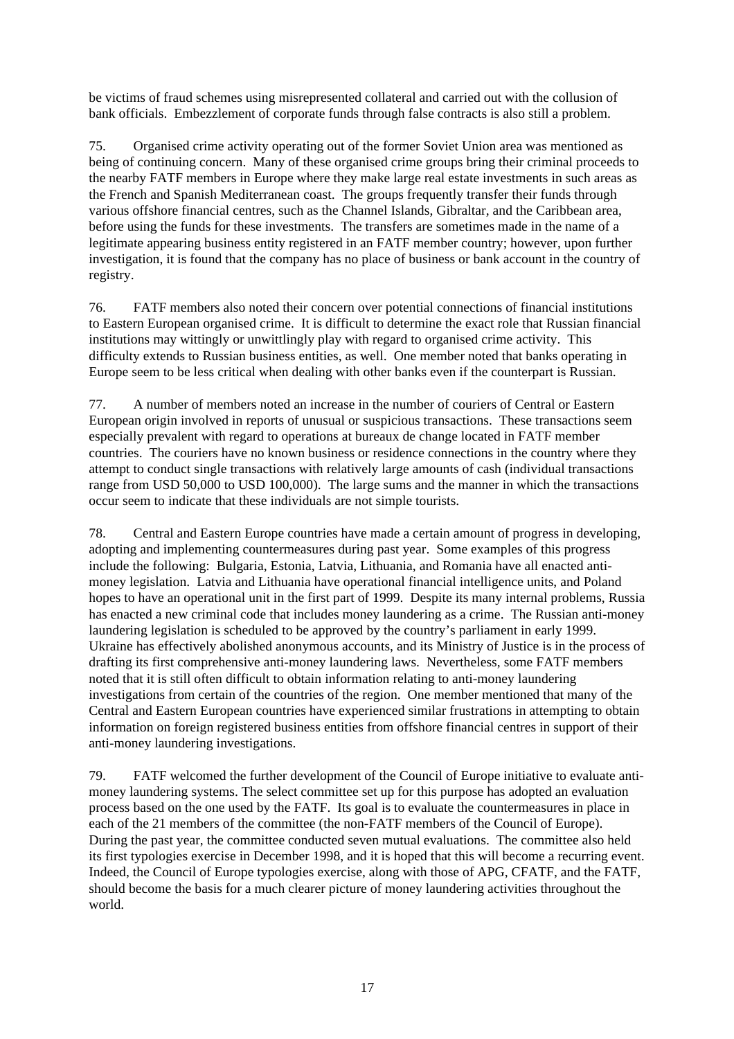be victims of fraud schemes using misrepresented collateral and carried out with the collusion of bank officials. Embezzlement of corporate funds through false contracts is also still a problem.

75. Organised crime activity operating out of the former Soviet Union area was mentioned as being of continuing concern. Many of these organised crime groups bring their criminal proceeds to the nearby FATF members in Europe where they make large real estate investments in such areas as the French and Spanish Mediterranean coast. The groups frequently transfer their funds through various offshore financial centres, such as the Channel Islands, Gibraltar, and the Caribbean area, before using the funds for these investments. The transfers are sometimes made in the name of a legitimate appearing business entity registered in an FATF member country; however, upon further investigation, it is found that the company has no place of business or bank account in the country of registry.

76. FATF members also noted their concern over potential connections of financial institutions to Eastern European organised crime. It is difficult to determine the exact role that Russian financial institutions may wittingly or unwittingly play with regard to organised crime activity. This difficulty extends to Russian business entities, as well. One member noted that banks operating in Europe seem to be less critical when dealing with other banks even if the counterpart is Russian.

77. A number of members noted an increase in the number of couriers of Central or Eastern European origin involved in reports of unusual or suspicious transactions. These transactions seem especially prevalent with regard to operations at bureaux de change located in FATF member countries. The couriers have no known business or residence connections in the country where they attempt to conduct single transactions with relatively large amounts of cash (individual transactions range from USD 50,000 to USD 100,000). The large sums and the manner in which the transactions occur seem to indicate that these individuals are not simple tourists.

78. Central and Eastern Europe countries have made a certain amount of progress in developing, adopting and implementing countermeasures during past year. Some examples of this progress include the following: Bulgaria, Estonia, Latvia, Lithuania, and Romania have all enacted anti-money legislation. Latvia and Lithuania have operational financial intelligence units, and Poland hopes to have an operational unit in the first part of 1999. Despite its many internal problems, Russia has enacted a new criminal code that includes money laundering as a crime. The Russian anti-money laundering legislation is scheduled to be approved by the country's parliament in early 1999. Ukraine has effectively abolished anonymous accounts, and its Ministry of Justice is in the process of drafting its first comprehensive anti-money laundering laws. Nevertheless, some FATF members noted that it is still often difficult to obtain information relating to anti-money laundering investigations from certain of the countries of the region. One member mentioned that many of the Central and Eastern European countries have experienced similar frustrations in attempting to obtain information on foreign registered business entities from offshore financial centres in support of their anti-money laundering investigations.

79. FATF welcomed the further development of the Council of Europe initiative to evaluate anti-money laundering systems. The select committee set up for this purpose has adopted an evaluation process based on the one used by the FATF. Its goal is to evaluate the countermeasures in place in each of the 21 members of the committee (the non-FATF members of the Council of Europe). During the past year, the committee conducted seven mutual evaluations. The committee also held its first typologies exercise in December 1998, and it is hoped that this will become a recurring event. Indeed, the Council of Europe typologies exercise, along with those of APG, CFATF, and the FATF, should become the basis for a much clearer picture of money laundering activities throughout the world.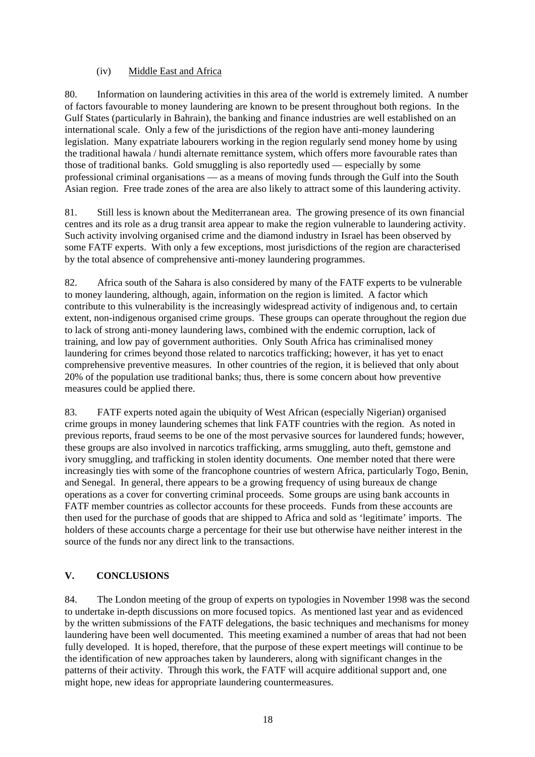### (iv) Middle East and Africa

80. Information on laundering activities in this area of the world is extremely limited. A number of factors favourable to money laundering are known to be present throughout both regions. In the Gulf States (particularly in Bahrain), the banking and finance industries are well established on an international scale. Only a few of the jurisdictions of the region have anti-money laundering legislation. Many expatriate labourers working in the region regularly send money home by using the traditional hawala / hundi alternate remittance system, which offers more favourable rates than those of traditional banks. Gold smuggling is also reportedly used — especially by some professional criminal organisations — as a means of moving funds through the Gulf into the South Asian region. Free trade zones of the area are also likely to attract some of this laundering activity.

81. Still less is known about the Mediterranean area. The growing presence of its own financial centres and its role as a drug transit area appear to make the region vulnerable to laundering activity. Such activity involving organised crime and the diamond industry in Israel has been observed by some FATF experts. With only a few exceptions, most jurisdictions of the region are characterised by the total absence of comprehensive anti-money laundering programmes.

82. Africa south of the Sahara is also considered by many of the FATF experts to be vulnerable to money laundering, although, again, information on the region is limited. A factor which contribute to this vulnerability is the increasingly widespread activity of indigenous and, to certain extent, non-indigenous organised crime groups. These groups can operate throughout the region due to lack of strong anti-money laundering laws, combined with the endemic corruption, lack of training, and low pay of government authorities. Only South Africa has criminalised money laundering for crimes beyond those related to narcotics trafficking; however, it has yet to enact comprehensive preventive measures. In other countries of the region, it is believed that only about 20% of the population use traditional banks; thus, there is some concern about how preventive measures could be applied there.

83. FATF experts noted again the ubiquity of West African (especially Nigerian) organised crime groups in money laundering schemes that link FATF countries with the region. As noted in previous reports, fraud seems to be one of the most pervasive sources for laundered funds; however, these groups are also involved in narcotics trafficking, arms smuggling, auto theft, gemstone and ivory smuggling, and trafficking in stolen identity documents. One member noted that there were increasingly ties with some of the francophone countries of western Africa, particularly Togo, Benin, and Senegal. In general, there appears to be a growing frequency of using bureaux de change operations as a cover for converting criminal proceeds. Some groups are using bank accounts in FATF member countries as collector accounts for these proceeds. Funds from these accounts are then used for the purchase of goods that are shipped to Africa and sold as 'legitimate' imports. The holders of these accounts charge a percentage for their use but otherwise have neither interest in the source of the funds nor any direct link to the transactions.

## V. CONCLUSIONS

84. The London meeting of the group of experts on typologies in November 1998 was the second to undertake in-depth discussions on more focused topics. As mentioned last year and as evidenced by the written submissions of the FATF delegations, the basic techniques and mechanisms for money laundering have been well documented. This meeting examined a number of areas that had not been fully developed. It is hoped, therefore, that the purpose of these expert meetings will continue to be the identification of new approaches taken by launderers, along with significant changes in the patterns of their activity. Through this work, the FATF will acquire additional support and, one might hope, new ideas for appropriate laundering countermeasures.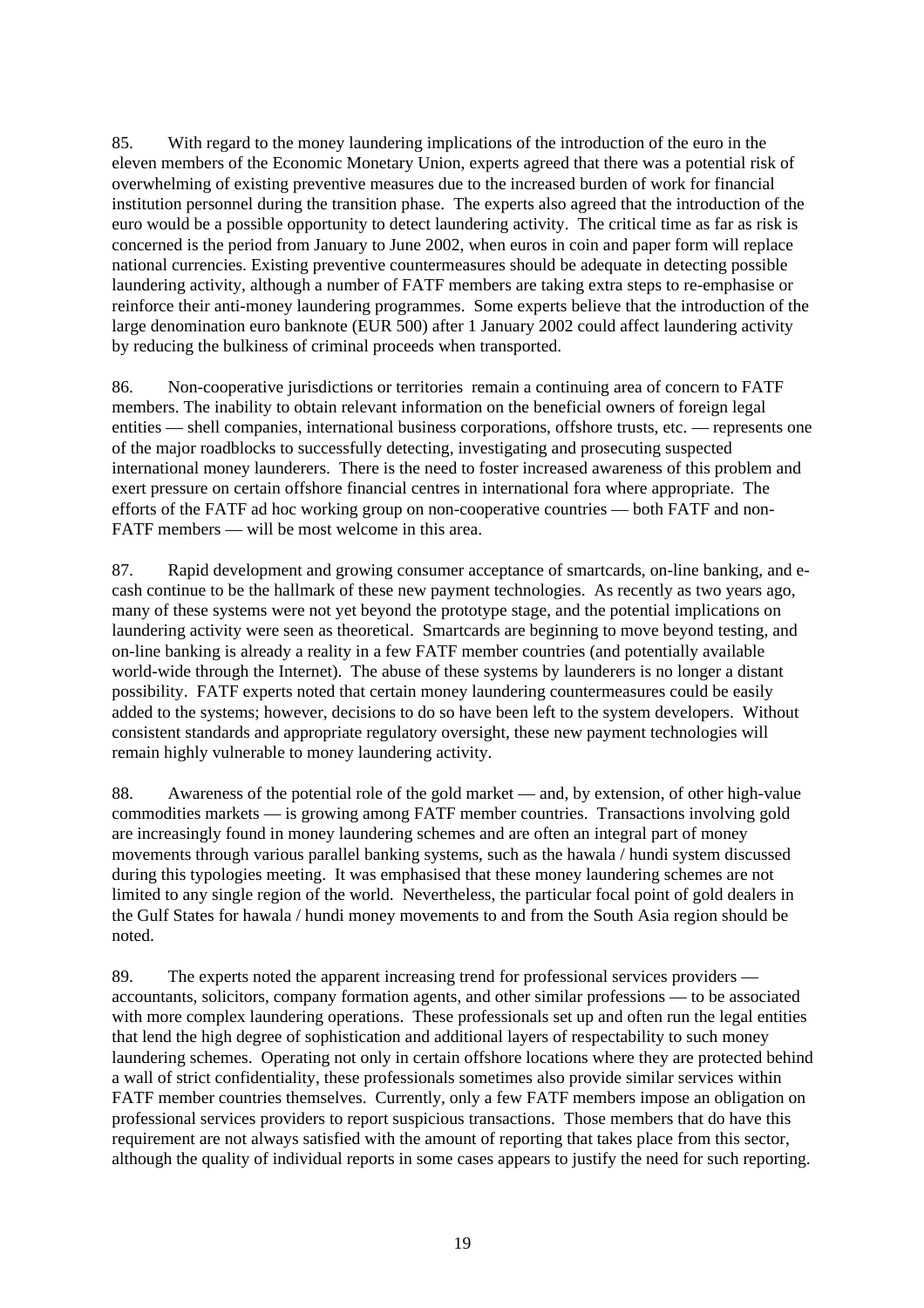85. With regard to the money laundering implications of the introduction of the euro in the eleven members of the Economic Monetary Union, experts agreed that there was a potential risk of overwhelming of existing preventive measures due to the increased burden of work for financial institution personnel during the transition phase. The experts also agreed that the introduction of the euro would be a possible opportunity to detect laundering activity. The critical time as far as risk is concerned is the period from January to June 2002, when euros in coin and paper form will replace national currencies. Existing preventive countermeasures should be adequate in detecting possible laundering activity, although a number of FATF members are taking extra steps to re-emphasise or reinforce their anti-money laundering programmes. Some experts believe that the introduction of the large denomination euro banknote (EUR 500) after 1 January 2002 could affect laundering activity by reducing the bulkiness of criminal proceeds when transported.

86. Non-cooperative jurisdictions or territories remain a continuing area of concern to FATF members. The inability to obtain relevant information on the beneficial owners of foreign legal entities — shell companies, international business corporations, offshore trusts, etc. — represents one of the major roadblocks to successfully detecting, investigating and prosecuting suspected international money launderers. There is the need to foster increased awareness of this problem and exert pressure on certain offshore financial centres in international fora where appropriate. The efforts of the FATF ad hoc working group on non-cooperative countries — both FATF and non-FATF members — will be most welcome in this area.

87. Rapid development and growing consumer acceptance of smartcards, on-line banking, and e-cash continue to be the hallmark of these new payment technologies. As recently as two years ago, many of these systems were not yet beyond the prototype stage, and the potential implications on laundering activity were seen as theoretical. Smartcards are beginning to move beyond testing, and on-line banking is already a reality in a few FATF member countries (and potentially available world-wide through the Internet). The abuse of these systems by launderers is no longer a distant possibility. FATF experts noted that certain money laundering countermeasures could be easily added to the systems; however, decisions to do so have been left to the system developers. Without consistent standards and appropriate regulatory oversight, these new payment technologies will remain highly vulnerable to money laundering activity.

88. Awareness of the potential role of the gold market — and, by extension, of other high-value commodities markets — is growing among FATF member countries. Transactions involving gold are increasingly found in money laundering schemes and are often an integral part of money movements through various parallel banking systems, such as the hawala / hundi system discussed during this typologies meeting. It was emphasised that these money laundering schemes are not limited to any single region of the world. Nevertheless, the particular focal point of gold dealers in the Gulf States for hawala / hundi money movements to and from the South Asia region should be noted.

89. The experts noted the apparent increasing trend for professional services providers — accountants, solicitors, company formation agents, and other similar professions — to be associated with more complex laundering operations. These professionals set up and often run the legal entities that lend the high degree of sophistication and additional layers of respectability to such money laundering schemes. Operating not only in certain offshore locations where they are protected behind a wall of strict confidentiality, these professionals sometimes also provide similar services within FATF member countries themselves. Currently, only a few FATF members impose an obligation on professional services providers to report suspicious transactions. Those members that do have this requirement are not always satisfied with the amount of reporting that takes place from this sector, although the quality of individual reports in some cases appears to justify the need for such reporting.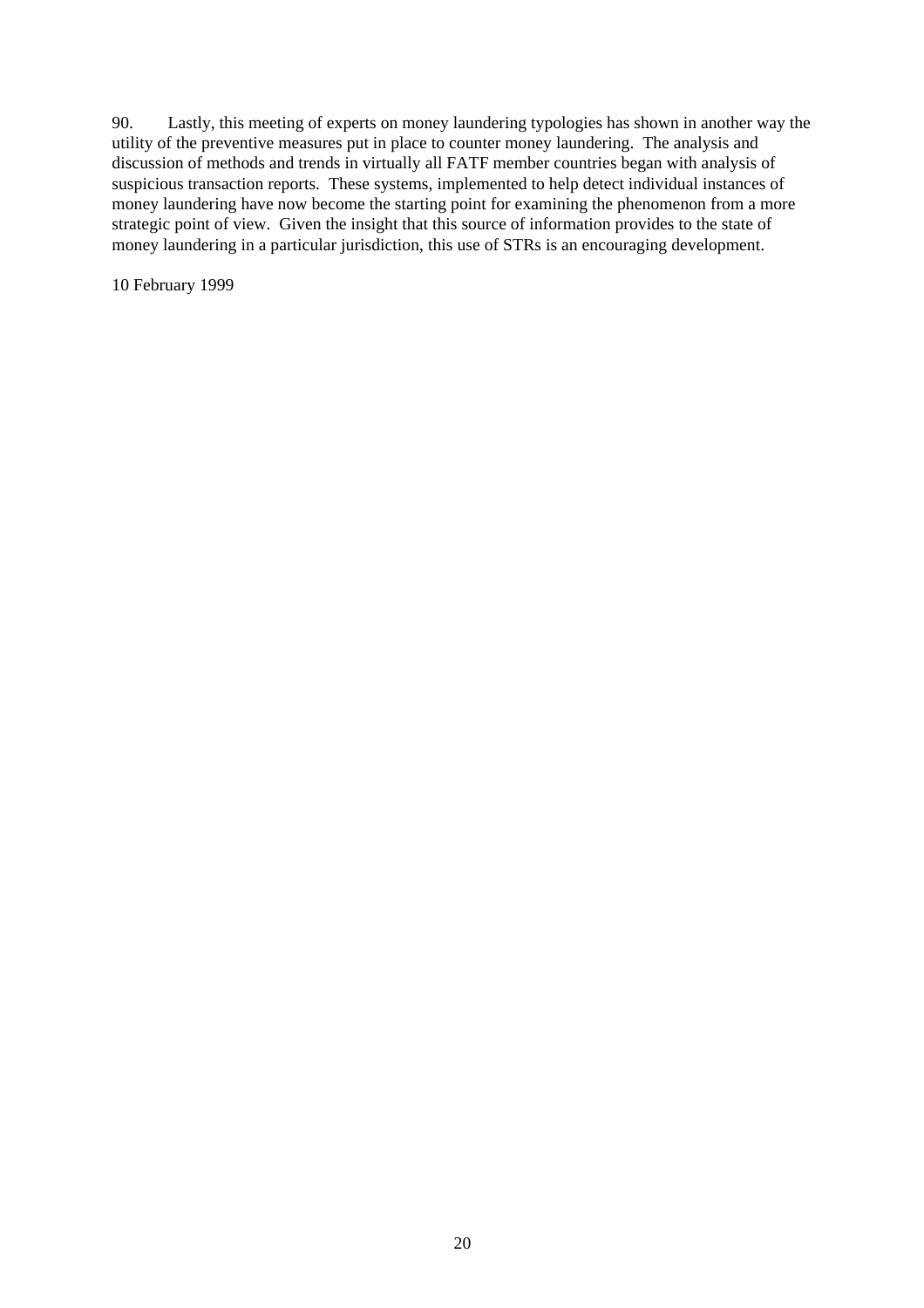90. Lastly, this meeting of experts on money laundering typologies has shown in another way the utility of the preventive measures put in place to counter money laundering. The analysis and discussion of methods and trends in virtually all FATF member countries began with analysis of suspicious transaction reports. These systems, implemented to help detect individual instances of money laundering have now become the starting point for examining the phenomenon from a more strategic point of view. Given the insight that this source of information provides to the state of money laundering in a particular jurisdiction, this use of STRs is an encouraging development.

10 February 1999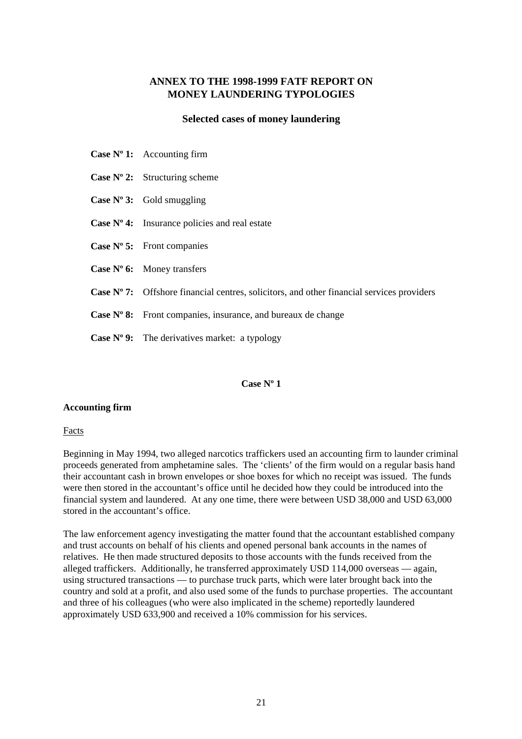# ANNEX TO THE 1998-1999 FATF REPORT ON MONEY LAUNDERING TYPOLOGIES

## Selected cases of money laundering

**Case Nº 1:** Accounting firm

**Case Nº 2:** Structuring scheme

**Case Nº 3:** Gold smuggling

**Case Nº 4:** Insurance policies and real estate

**Case Nº 5:** Front companies

**Case Nº 6:** Money transfers

**Case Nº 7:** Offshore financial centres, solicitors, and other financial services providers

**Case Nº 8:** Front companies, insurance, and bureaux de change

**Case Nº 9:** The derivatives market: a typology

### Case Nº 1

#### Accounting firm

Facts

Beginning in May 1994, two alleged narcotics traffickers used an accounting firm to launder criminal proceeds generated from amphetamine sales. The 'clients' of the firm would on a regular basis hand their accountant cash in brown envelopes or shoe boxes for which no receipt was issued. The funds were then stored in the accountant's office until he decided how they could be introduced into the financial system and laundered. At any one time, there were between USD 38,000 and USD 63,000 stored in the accountant's office.

The law enforcement agency investigating the matter found that the accountant established company and trust accounts on behalf of his clients and opened personal bank accounts in the names of relatives. He then made structured deposits to those accounts with the funds received from the alleged traffickers. Additionally, he transferred approximately USD 114,000 overseas — again, using structured transactions — to purchase truck parts, which were later brought back into the country and sold at a profit, and also used some of the funds to purchase properties. The accountant and three of his colleagues (who were also implicated in the scheme) reportedly laundered approximately USD 633,900 and received a 10% commission for his services.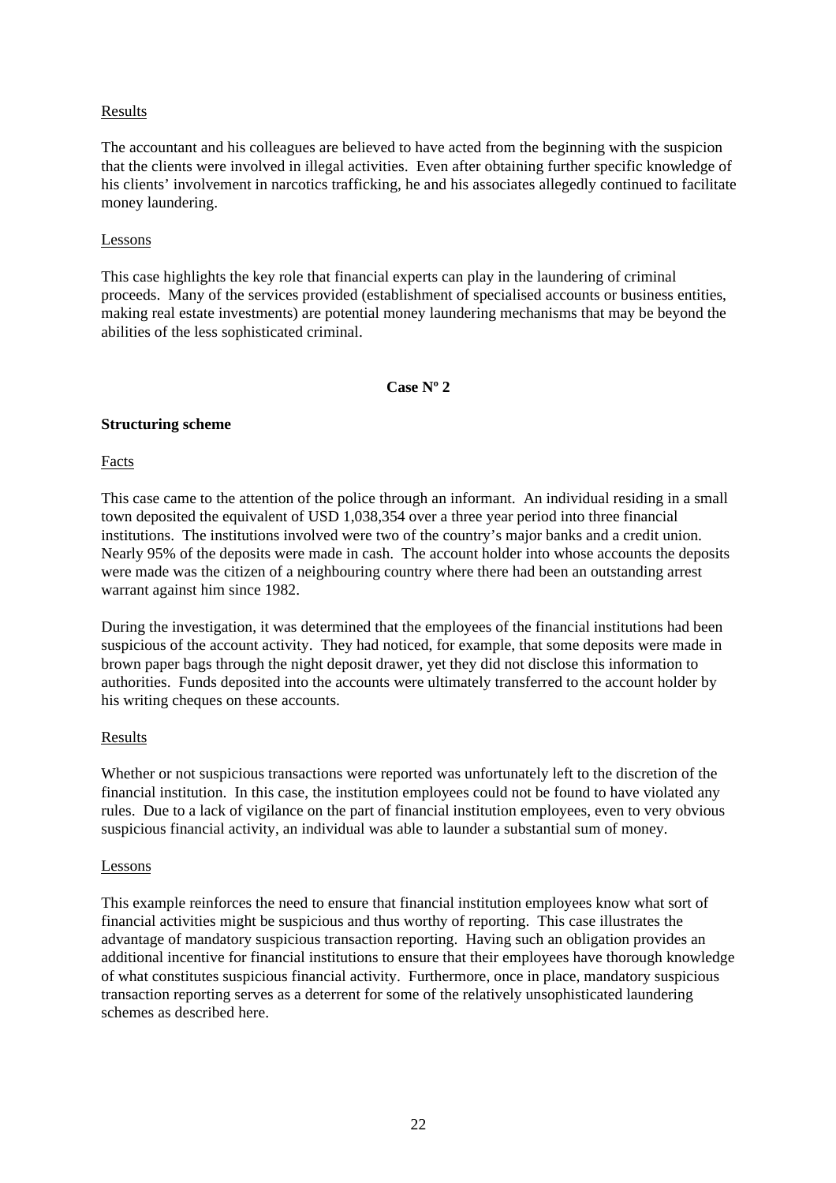Results

The accountant and his colleagues are believed to have acted from the beginning with the suspicion that the clients were involved in illegal activities. Even after obtaining further specific knowledge of his clients' involvement in narcotics trafficking, he and his associates allegedly continued to facilitate money laundering.

Lessons

This case highlights the key role that financial experts can play in the laundering of criminal proceeds. Many of the services provided (establishment of specialised accounts or business entities, making real estate investments) are potential money laundering mechanisms that may be beyond the abilities of the less sophisticated criminal.

## Case Nº 2

**Structuring scheme**

Facts

This case came to the attention of the police through an informant. An individual residing in a small town deposited the equivalent of USD 1,038,354 over a three year period into three financial institutions. The institutions involved were two of the country's major banks and a credit union. Nearly 95% of the deposits were made in cash. The account holder into whose accounts the deposits were made was the citizen of a neighbouring country where there had been an outstanding arrest warrant against him since 1982.

During the investigation, it was determined that the employees of the financial institutions had been suspicious of the account activity. They had noticed, for example, that some deposits were made in brown paper bags through the night deposit drawer, yet they did not disclose this information to authorities. Funds deposited into the accounts were ultimately transferred to the account holder by his writing cheques on these accounts.

Results

Whether or not suspicious transactions were reported was unfortunately left to the discretion of the financial institution. In this case, the institution employees could not be found to have violated any rules. Due to a lack of vigilance on the part of financial institution employees, even to very obvious suspicious financial activity, an individual was able to launder a substantial sum of money.

Lessons

This example reinforces the need to ensure that financial institution employees know what sort of financial activities might be suspicious and thus worthy of reporting. This case illustrates the advantage of mandatory suspicious transaction reporting. Having such an obligation provides an additional incentive for financial institutions to ensure that their employees have thorough knowledge of what constitutes suspicious financial activity. Furthermore, once in place, mandatory suspicious transaction reporting serves as a deterrent for some of the relatively unsophisticated laundering schemes as described here.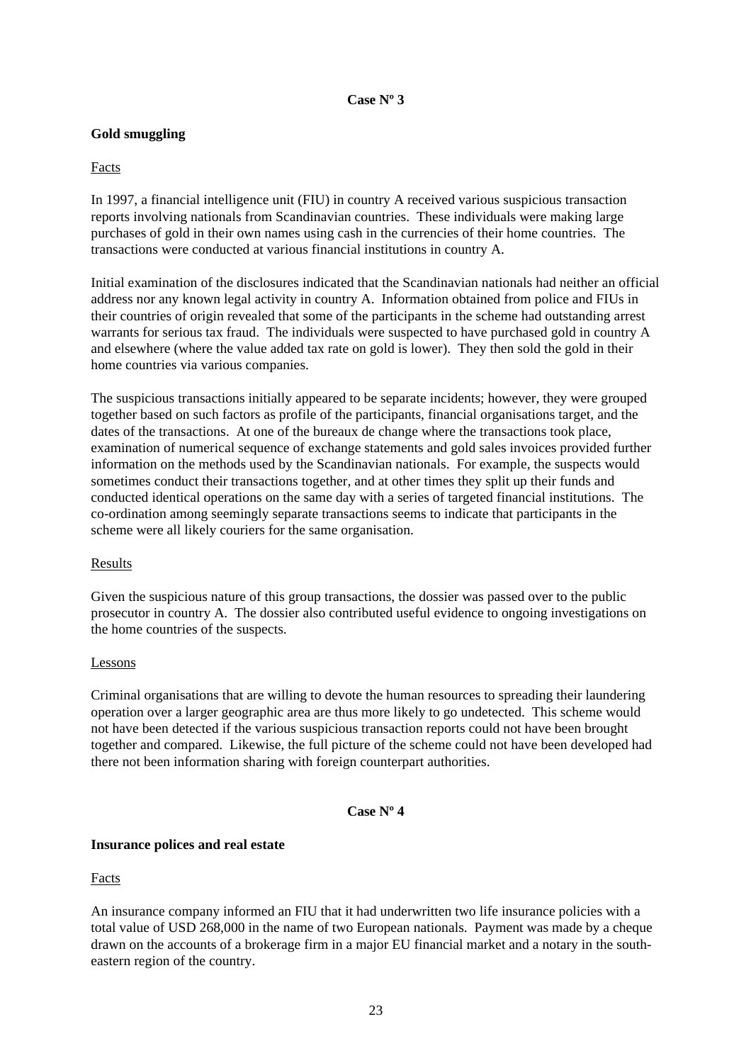**Case Nº 3**

**Gold smuggling**

Facts

In 1997, a financial intelligence unit (FIU) in country A received various suspicious transaction reports involving nationals from Scandinavian countries. These individuals were making large purchases of gold in their own names using cash in the currencies of their home countries. The transactions were conducted at various financial institutions in country A.

Initial examination of the disclosures indicated that the Scandinavian nationals had neither an official address nor any known legal activity in country A. Information obtained from police and FIUs in their countries of origin revealed that some of the participants in the scheme had outstanding arrest warrants for serious tax fraud. The individuals were suspected to have purchased gold in country A and elsewhere (where the value added tax rate on gold is lower). They then sold the gold in their home countries via various companies.

The suspicious transactions initially appeared to be separate incidents; however, they were grouped together based on such factors as profile of the participants, financial organisations target, and the dates of the transactions. At one of the bureaux de change where the transactions took place, examination of numerical sequence of exchange statements and gold sales invoices provided further information on the methods used by the Scandinavian nationals. For example, the suspects would sometimes conduct their transactions together, and at other times they split up their funds and conducted identical operations on the same day with a series of targeted financial institutions. The co-ordination among seemingly separate transactions seems to indicate that participants in the scheme were all likely couriers for the same organisation.

Results

Given the suspicious nature of this group transactions, the dossier was passed over to the public prosecutor in country A. The dossier also contributed useful evidence to ongoing investigations on the home countries of the suspects.

Lessons

Criminal organisations that are willing to devote the human resources to spreading their laundering operation over a larger geographic area are thus more likely to go undetected. This scheme would not have been detected if the various suspicious transaction reports could not have been brought together and compared. Likewise, the full picture of the scheme could not have been developed had there not been information sharing with foreign counterpart authorities.

**Case Nº 4**

**Insurance polices and real estate**

Facts

An insurance company informed an FIU that it had underwritten two life insurance policies with a total value of USD 268,000 in the name of two European nationals. Payment was made by a cheque drawn on the accounts of a brokerage firm in a major EU financial market and a notary in the south-eastern region of the country.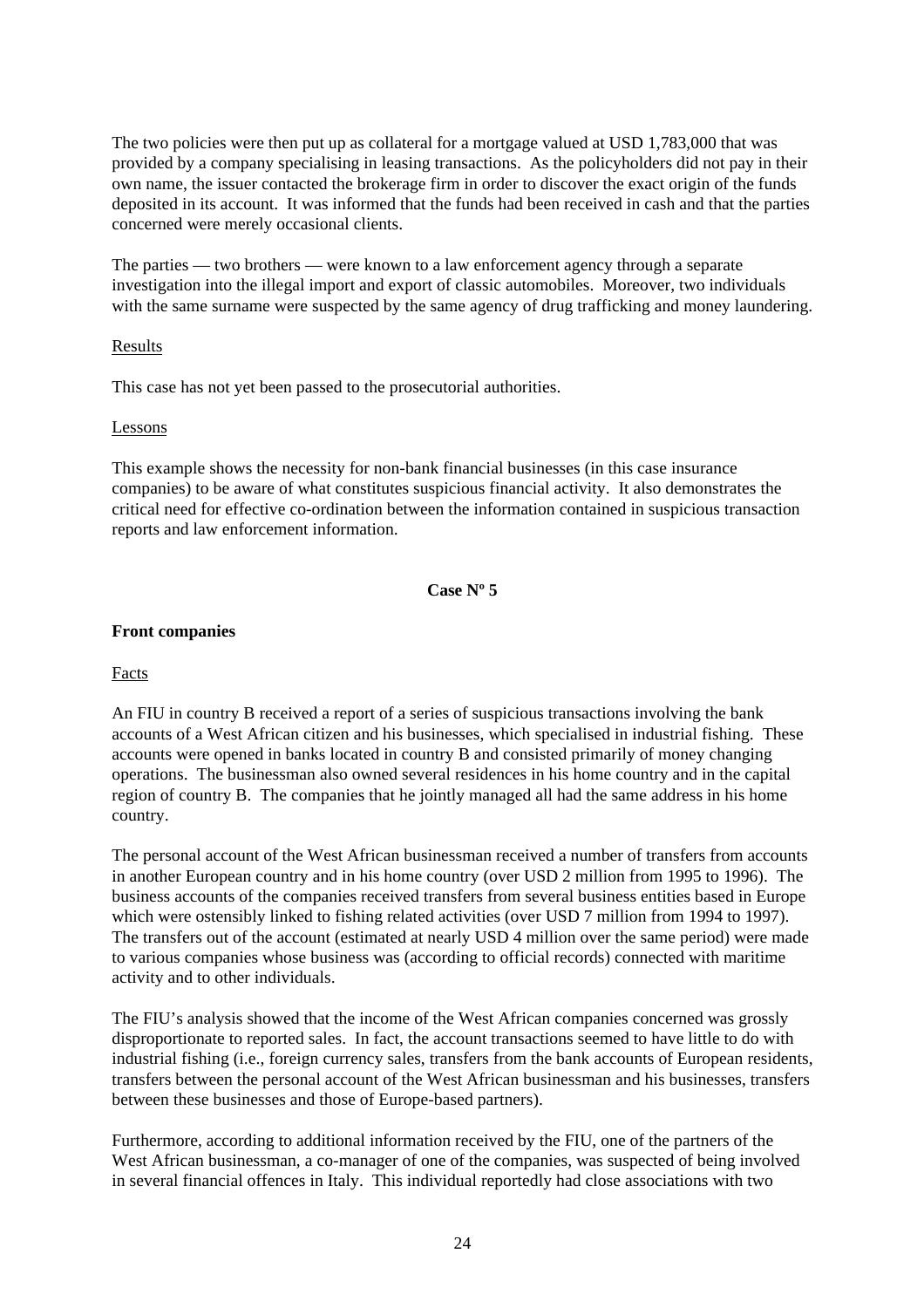The two policies were then put up as collateral for a mortgage valued at USD 1,783,000 that was provided by a company specialising in leasing transactions. As the policyholders did not pay in their own name, the issuer contacted the brokerage firm in order to discover the exact origin of the funds deposited in its account. It was informed that the funds had been received in cash and that the parties concerned were merely occasional clients.

The parties — two brothers — were known to a law enforcement agency through a separate investigation into the illegal import and export of classic automobiles. Moreover, two individuals with the same surname were suspected by the same agency of drug trafficking and money laundering.

Results

This case has not yet been passed to the prosecutorial authorities.

Lessons

This example shows the necessity for non-bank financial businesses (in this case insurance companies) to be aware of what constitutes suspicious financial activity. It also demonstrates the critical need for effective co-ordination between the information contained in suspicious transaction reports and law enforcement information.

## Case Nº 5

**Front companies**

Facts

An FIU in country B received a report of a series of suspicious transactions involving the bank accounts of a West African citizen and his businesses, which specialised in industrial fishing. These accounts were opened in banks located in country B and consisted primarily of money changing operations. The businessman also owned several residences in his home country and in the capital region of country B. The companies that he jointly managed all had the same address in his home country.

The personal account of the West African businessman received a number of transfers from accounts in another European country and in his home country (over USD 2 million from 1995 to 1996). The business accounts of the companies received transfers from several business entities based in Europe which were ostensibly linked to fishing related activities (over USD 7 million from 1994 to 1997). The transfers out of the account (estimated at nearly USD 4 million over the same period) were made to various companies whose business was (according to official records) connected with maritime activity and to other individuals.

The FIU's analysis showed that the income of the West African companies concerned was grossly disproportionate to reported sales. In fact, the account transactions seemed to have little to do with industrial fishing (i.e., foreign currency sales, transfers from the bank accounts of European residents, transfers between the personal account of the West African businessman and his businesses, transfers between these businesses and those of Europe-based partners).

Furthermore, according to additional information received by the FIU, one of the partners of the West African businessman, a co-manager of one of the companies, was suspected of being involved in several financial offences in Italy. This individual reportedly had close associations with two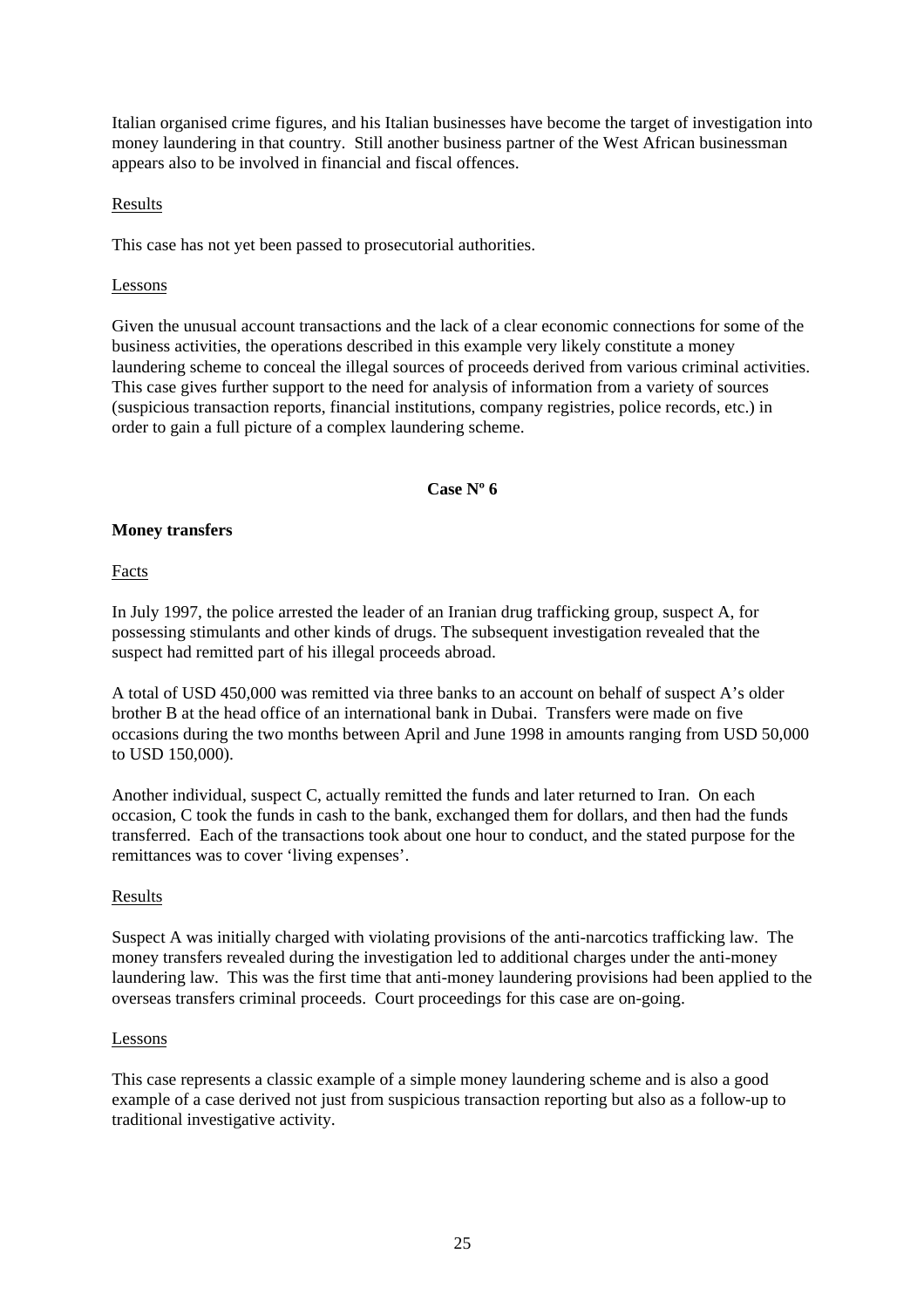Italian organised crime figures, and his Italian businesses have become the target of investigation into money laundering in that country. Still another business partner of the West African businessman appears also to be involved in financial and fiscal offences.

Results

This case has not yet been passed to prosecutorial authorities.

Lessons

Given the unusual account transactions and the lack of a clear economic connections for some of the business activities, the operations described in this example very likely constitute a money laundering scheme to conceal the illegal sources of proceeds derived from various criminal activities. This case gives further support to the need for analysis of information from a variety of sources (suspicious transaction reports, financial institutions, company registries, police records, etc.) in order to gain a full picture of a complex laundering scheme.

**Case Nº 6**

**Money transfers**

Facts

In July 1997, the police arrested the leader of an Iranian drug trafficking group, suspect A, for possessing stimulants and other kinds of drugs. The subsequent investigation revealed that the suspect had remitted part of his illegal proceeds abroad.

A total of USD 450,000 was remitted via three banks to an account on behalf of suspect A's older brother B at the head office of an international bank in Dubai. Transfers were made on five occasions during the two months between April and June 1998 in amounts ranging from USD 50,000 to USD 150,000).

Another individual, suspect C, actually remitted the funds and later returned to Iran. On each occasion, C took the funds in cash to the bank, exchanged them for dollars, and then had the funds transferred. Each of the transactions took about one hour to conduct, and the stated purpose for the remittances was to cover 'living expenses'.

Results

Suspect A was initially charged with violating provisions of the anti-narcotics trafficking law. The money transfers revealed during the investigation led to additional charges under the anti-money laundering law. This was the first time that anti-money laundering provisions had been applied to the overseas transfers criminal proceeds. Court proceedings for this case are on-going.

Lessons

This case represents a classic example of a simple money laundering scheme and is also a good example of a case derived not just from suspicious transaction reporting but also as a follow-up to traditional investigative activity.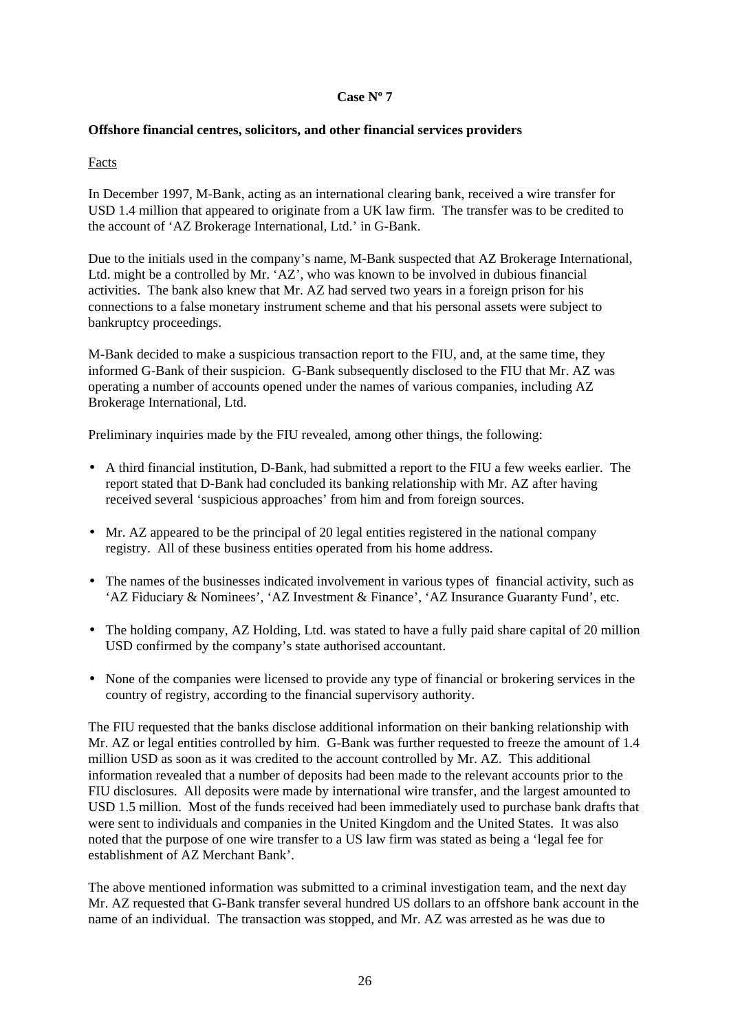**Case Nº 7**

**Offshore financial centres, solicitors, and other financial services providers**

Facts

In December 1997, M-Bank, acting as an international clearing bank, received a wire transfer for USD 1.4 million that appeared to originate from a UK law firm. The transfer was to be credited to the account of 'AZ Brokerage International, Ltd.' in G-Bank.

Due to the initials used in the company's name, M-Bank suspected that AZ Brokerage International, Ltd. might be a controlled by Mr. 'AZ', who was known to be involved in dubious financial activities. The bank also knew that Mr. AZ had served two years in a foreign prison for his connections to a false monetary instrument scheme and that his personal assets were subject to bankruptcy proceedings.

M-Bank decided to make a suspicious transaction report to the FIU, and, at the same time, they informed G-Bank of their suspicion. G-Bank subsequently disclosed to the FIU that Mr. AZ was operating a number of accounts opened under the names of various companies, including AZ Brokerage International, Ltd.

Preliminary inquiries made by the FIU revealed, among other things, the following:

- A third financial institution, D-Bank, had submitted a report to the FIU a few weeks earlier. The report stated that D-Bank had concluded its banking relationship with Mr. AZ after having received several 'suspicious approaches' from him and from foreign sources.
- Mr. AZ appeared to be the principal of 20 legal entities registered in the national company registry. All of these business entities operated from his home address.
- The names of the businesses indicated involvement in various types of financial activity, such as 'AZ Fiduciary & Nominees', 'AZ Investment & Finance', 'AZ Insurance Guaranty Fund', etc.
- The holding company, AZ Holding, Ltd. was stated to have a fully paid share capital of 20 million USD confirmed by the company's state authorised accountant.
- None of the companies were licensed to provide any type of financial or brokering services in the country of registry, according to the financial supervisory authority.

The FIU requested that the banks disclose additional information on their banking relationship with Mr. AZ or legal entities controlled by him. G-Bank was further requested to freeze the amount of 1.4 million USD as soon as it was credited to the account controlled by Mr. AZ. This additional information revealed that a number of deposits had been made to the relevant accounts prior to the FIU disclosures. All deposits were made by international wire transfer, and the largest amounted to USD 1.5 million. Most of the funds received had been immediately used to purchase bank drafts that were sent to individuals and companies in the United Kingdom and the United States. It was also noted that the purpose of one wire transfer to a US law firm was stated as being a 'legal fee for establishment of AZ Merchant Bank'.

The above mentioned information was submitted to a criminal investigation team, and the next day Mr. AZ requested that G-Bank transfer several hundred US dollars to an offshore bank account in the name of an individual. The transaction was stopped, and Mr. AZ was arrested as he was due to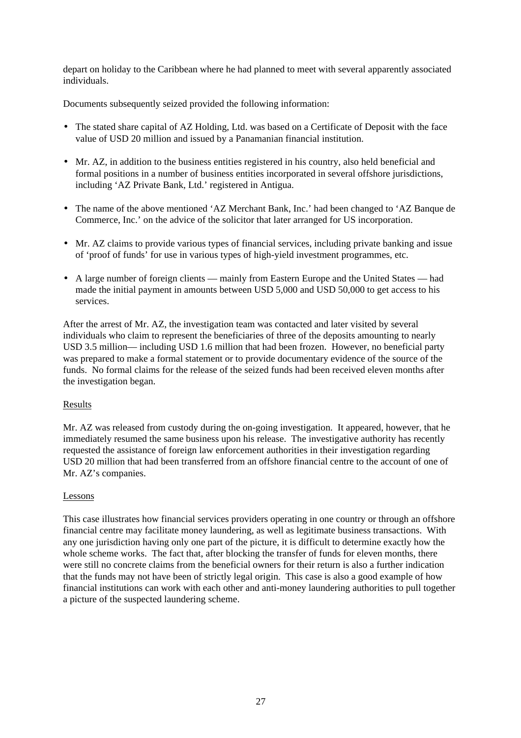depart on holiday to the Caribbean where he had planned to meet with several apparently associated individuals.

Documents subsequently seized provided the following information:

- The stated share capital of AZ Holding, Ltd. was based on a Certificate of Deposit with the face value of USD 20 million and issued by a Panamanian financial institution.
- Mr. AZ, in addition to the business entities registered in his country, also held beneficial and formal positions in a number of business entities incorporated in several offshore jurisdictions, including 'AZ Private Bank, Ltd.' registered in Antigua.
- The name of the above mentioned 'AZ Merchant Bank, Inc.' had been changed to 'AZ Banque de Commerce, Inc.' on the advice of the solicitor that later arranged for US incorporation.
- Mr. AZ claims to provide various types of financial services, including private banking and issue of 'proof of funds' for use in various types of high-yield investment programmes, etc.
- A large number of foreign clients — mainly from Eastern Europe and the United States — had made the initial payment in amounts between USD 5,000 and USD 50,000 to get access to his services.

After the arrest of Mr. AZ, the investigation team was contacted and later visited by several individuals who claim to represent the beneficiaries of three of the deposits amounting to nearly USD 3.5 million— including USD 1.6 million that had been frozen. However, no beneficial party was prepared to make a formal statement or to provide documentary evidence of the source of the funds. No formal claims for the release of the seized funds had been received eleven months after the investigation began.

Results

Mr. AZ was released from custody during the on-going investigation. It appeared, however, that he immediately resumed the same business upon his release. The investigative authority has recently requested the assistance of foreign law enforcement authorities in their investigation regarding USD 20 million that had been transferred from an offshore financial centre to the account of one of Mr. AZ's companies.

Lessons

This case illustrates how financial services providers operating in one country or through an offshore financial centre may facilitate money laundering, as well as legitimate business transactions. With any one jurisdiction having only one part of the picture, it is difficult to determine exactly how the whole scheme works. The fact that, after blocking the transfer of funds for eleven months, there were still no concrete claims from the beneficial owners for their return is also a further indication that the funds may not have been of strictly legal origin. This case is also a good example of how financial institutions can work with each other and anti-money laundering authorities to pull together a picture of the suspected laundering scheme.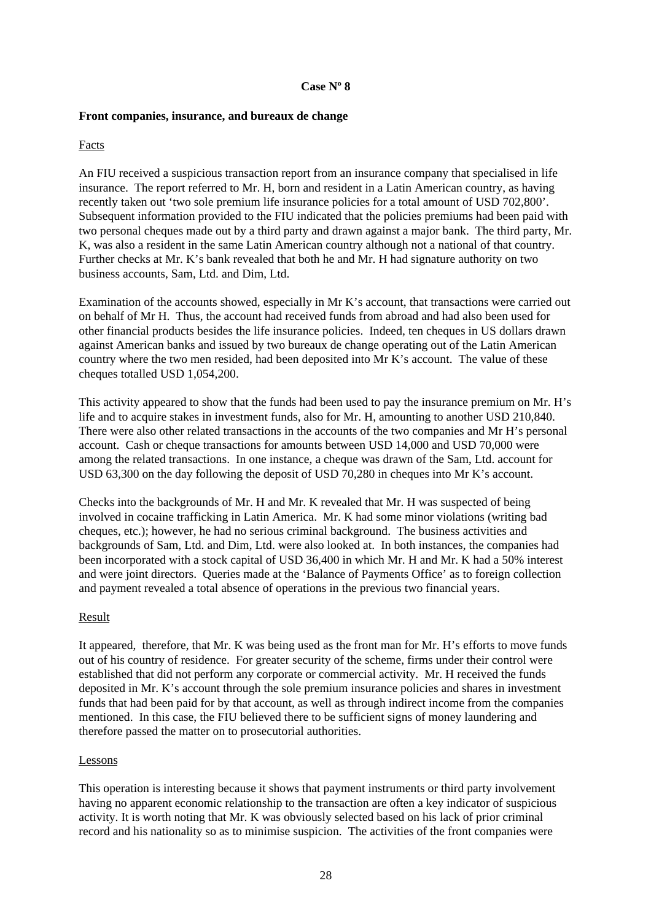### Case Nº 8

**Front companies, insurance, and bureaux de change**

Facts

An FIU received a suspicious transaction report from an insurance company that specialised in life insurance. The report referred to Mr. H, born and resident in a Latin American country, as having recently taken out 'two sole premium life insurance policies for a total amount of USD 702,800'. Subsequent information provided to the FIU indicated that the policies premiums had been paid with two personal cheques made out by a third party and drawn against a major bank. The third party, Mr. K, was also a resident in the same Latin American country although not a national of that country. Further checks at Mr. K's bank revealed that both he and Mr. H had signature authority on two business accounts, Sam, Ltd. and Dim, Ltd.

Examination of the accounts showed, especially in Mr K's account, that transactions were carried out on behalf of Mr H. Thus, the account had received funds from abroad and had also been used for other financial products besides the life insurance policies. Indeed, ten cheques in US dollars drawn against American banks and issued by two bureaux de change operating out of the Latin American country where the two men resided, had been deposited into Mr K's account. The value of these cheques totalled USD 1,054,200.

This activity appeared to show that the funds had been used to pay the insurance premium on Mr. H's life and to acquire stakes in investment funds, also for Mr. H, amounting to another USD 210,840. There were also other related transactions in the accounts of the two companies and Mr H's personal account. Cash or cheque transactions for amounts between USD 14,000 and USD 70,000 were among the related transactions. In one instance, a cheque was drawn of the Sam, Ltd. account for USD 63,300 on the day following the deposit of USD 70,280 in cheques into Mr K's account.

Checks into the backgrounds of Mr. H and Mr. K revealed that Mr. H was suspected of being involved in cocaine trafficking in Latin America. Mr. K had some minor violations (writing bad cheques, etc.); however, he had no serious criminal background. The business activities and backgrounds of Sam, Ltd. and Dim, Ltd. were also looked at. In both instances, the companies had been incorporated with a stock capital of USD 36,400 in which Mr. H and Mr. K had a 50% interest and were joint directors. Queries made at the 'Balance of Payments Office' as to foreign collection and payment revealed a total absence of operations in the previous two financial years.

Result

It appeared, therefore, that Mr. K was being used as the front man for Mr. H's efforts to move funds out of his country of residence. For greater security of the scheme, firms under their control were established that did not perform any corporate or commercial activity. Mr. H received the funds deposited in Mr. K's account through the sole premium insurance policies and shares in investment funds that had been paid for by that account, as well as through indirect income from the companies mentioned. In this case, the FIU believed there to be sufficient signs of money laundering and therefore passed the matter on to prosecutorial authorities.

Lessons

This operation is interesting because it shows that payment instruments or third party involvement having no apparent economic relationship to the transaction are often a key indicator of suspicious activity. It is worth noting that Mr. K was obviously selected based on his lack of prior criminal record and his nationality so as to minimise suspicion. The activities of the front companies were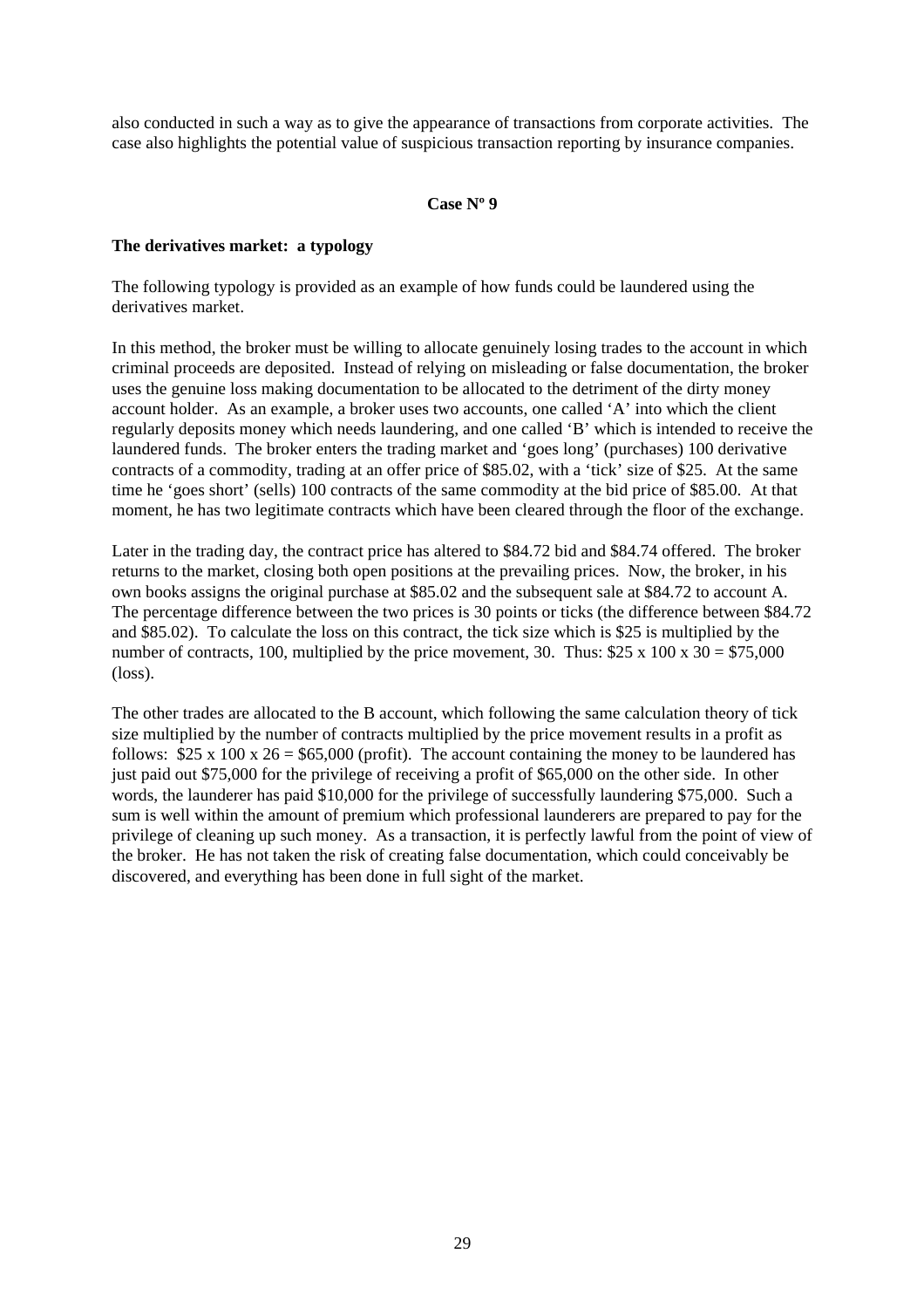also conducted in such a way as to give the appearance of transactions from corporate activities. The case also highlights the potential value of suspicious transaction reporting by insurance companies.

## Case Nº 9

**The derivatives market: a typology**

The following typology is provided as an example of how funds could be laundered using the derivatives market.

In this method, the broker must be willing to allocate genuinely losing trades to the account in which criminal proceeds are deposited. Instead of relying on misleading or false documentation, the broker uses the genuine loss making documentation to be allocated to the detriment of the dirty money account holder. As an example, a broker uses two accounts, one called 'A' into which the client regularly deposits money which needs laundering, and one called 'B' which is intended to receive the laundered funds. The broker enters the trading market and 'goes long' (purchases) 100 derivative contracts of a commodity, trading at an offer price of $85.02, with a 'tick' size of $25. At the same time he 'goes short' (sells) 100 contracts of the same commodity at the bid price of $85.00. At that moment, he has two legitimate contracts which have been cleared through the floor of the exchange.

Later in the trading day, the contract price has altered to $84.72 bid and $84.74 offered. The broker returns to the market, closing both open positions at the prevailing prices. Now, the broker, in his own books assigns the original purchase at $85.02 and the subsequent sale at $84.72 to account A. The percentage difference between the two prices is 30 points or ticks (the difference between $84.72 and $85.02). To calculate the loss on this contract, the tick size which is $25 is multiplied by the number of contracts, 100, multiplied by the price movement, 30. Thus: $25 x 100 x 30 = $75,000 (loss).

The other trades are allocated to the B account, which following the same calculation theory of tick size multiplied by the number of contracts multiplied by the price movement results in a profit as follows: $25 x 100 x 26 = $65,000 (profit). The account containing the money to be laundered has just paid out $75,000 for the privilege of receiving a profit of $65,000 on the other side. In other words, the launderer has paid $10,000 for the privilege of successfully laundering $75,000. Such a sum is well within the amount of premium which professional launderers are prepared to pay for the privilege of cleaning up such money. As a transaction, it is perfectly lawful from the point of view of the broker. He has not taken the risk of creating false documentation, which could conceivably be discovered, and everything has been done in full sight of the market.